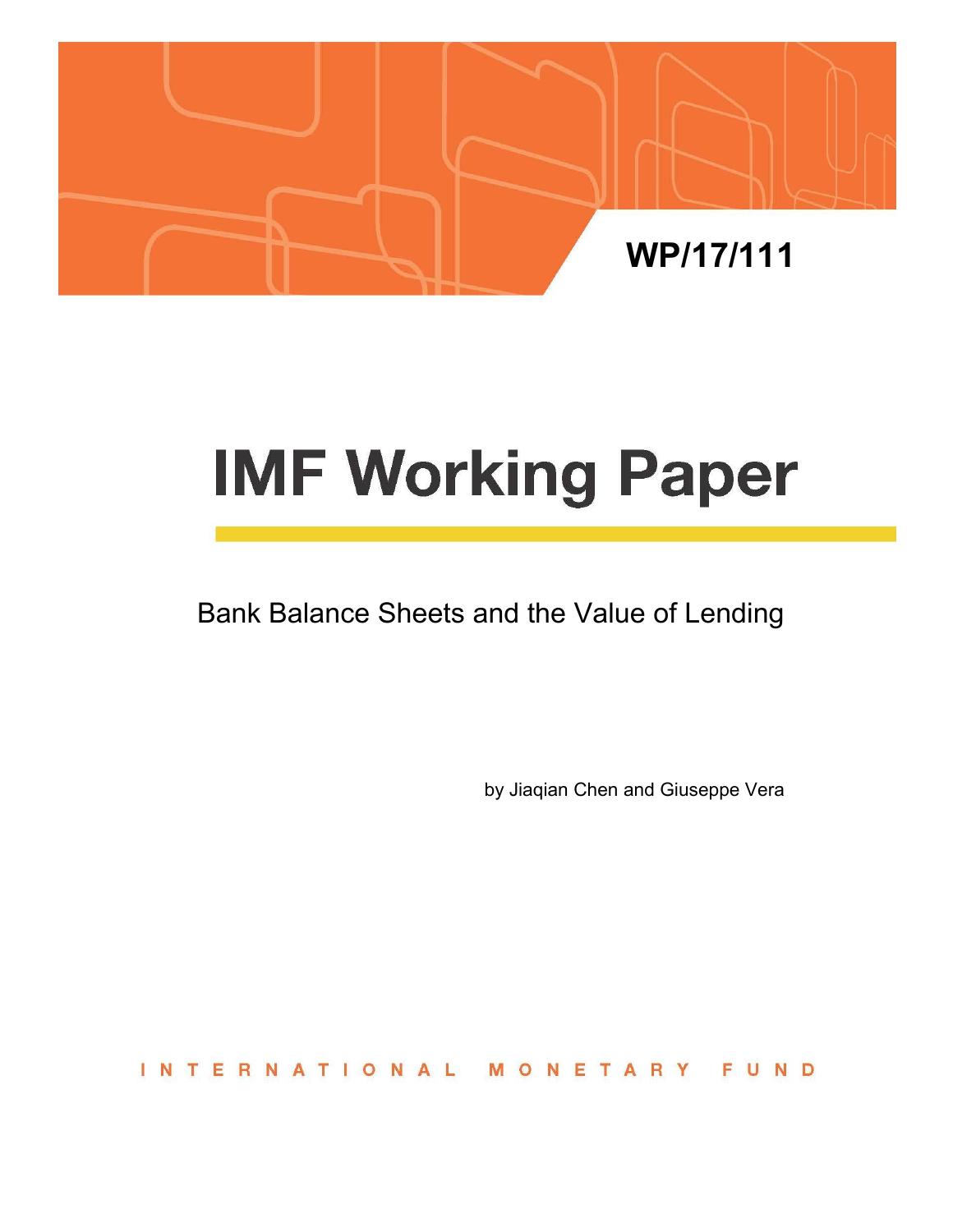WP/17/111

# IMF Working Paper

## Bank Balance Sheets and the Value of Lending

by Jiaqian Chen and Giuseppe Vera

INTERNATIONAL MONETARY FUND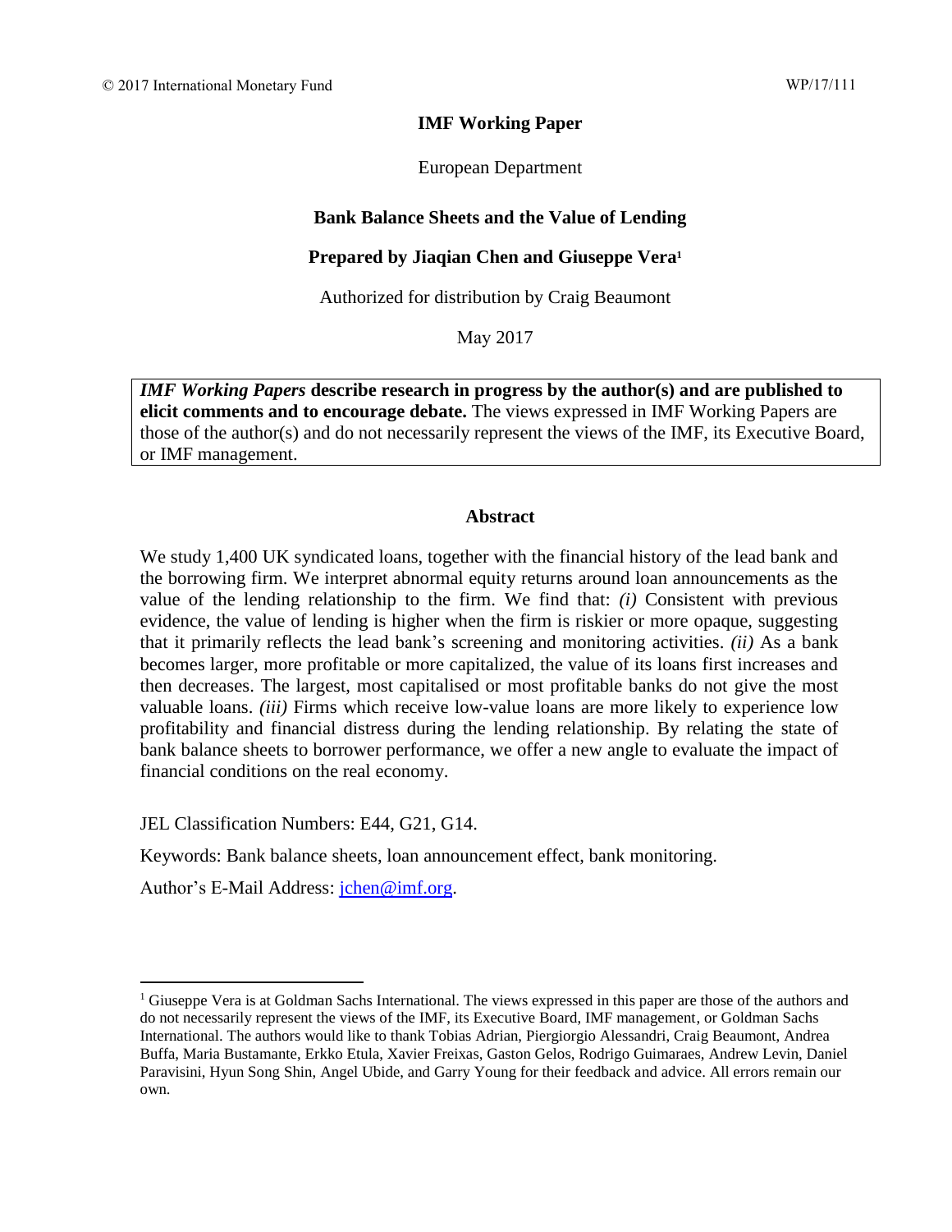© 2017 International Monetary Fund WP/17/111

**IMF Working Paper**

European Department

**Bank Balance Sheets and the Value of Lending**

**Prepared by Jiaqian Chen and Giuseppe Vera[1]**

Authorized for distribution by Craig Beaumont

May 2017

***IMF Working Papers* describe research in progress by the author(s) and are published to elicit comments and to encourage debate.** The views expressed in IMF Working Papers are those of the author(s) and do not necessarily represent the views of the IMF, its Executive Board, or IMF management.

**Abstract**

We study 1,400 UK syndicated loans, together with the financial history of the lead bank and the borrowing firm. We interpret abnormal equity returns around loan announcements as the value of the lending relationship to the firm. We find that: *(i)* Consistent with previous evidence, the value of lending is higher when the firm is riskier or more opaque, suggesting that it primarily reflects the lead bank's screening and monitoring activities. *(ii)* As a bank becomes larger, more profitable or more capitalized, the value of its loans first increases and then decreases. The largest, most capitalised or most profitable banks do not give the most valuable loans. *(iii)* Firms which receive low-value loans are more likely to experience low profitability and financial distress during the lending relationship. By relating the state of bank balance sheets to borrower performance, we offer a new angle to evaluate the impact of financial conditions on the real economy.

JEL Classification Numbers: E44, G21, G14.

Keywords: Bank balance sheets, loan announcement effect, bank monitoring.

Author's E-Mail Address: jchen@imf.org.

---

[1] Giuseppe Vera is at Goldman Sachs International. The views expressed in this paper are those of the authors and do not necessarily represent the views of the IMF, its Executive Board, IMF management, or Goldman Sachs International. The authors would like to thank Tobias Adrian, Piergiorgio Alessandri, Craig Beaumont, Andrea Buffa, Maria Bustamante, Erkko Etula, Xavier Freixas, Gaston Gelos, Rodrigo Guimaraes, Andrew Levin, Daniel Paravisini, Hyun Song Shin, Angel Ubide, and Garry Young for their feedback and advice. All errors remain our own.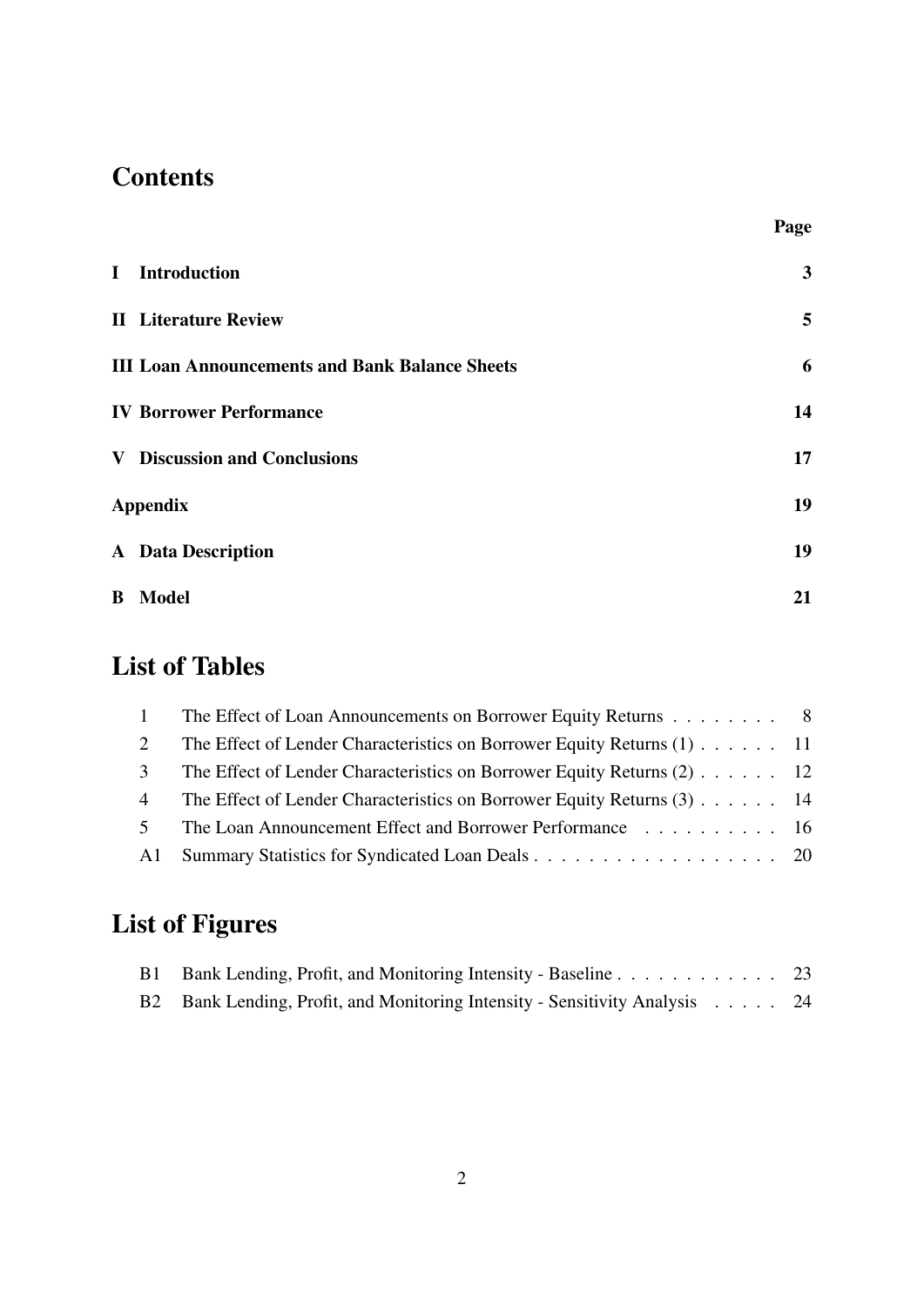# Contents

| | Page |
|---|---|
| **I Introduction** | **3** |
| **II Literature Review** | **5** |
| **III Loan Announcements and Bank Balance Sheets** | **6** |
| **IV Borrower Performance** | **14** |
| **V Discussion and Conclusions** | **17** |
| **Appendix** | **19** |
| **A Data Description** | **19** |
| **B Model** | **21** |

# List of Tables

| | | |
|---|---|---|
| 1 | The Effect of Loan Announcements on Borrower Equity Returns | 8 |
| 2 | The Effect of Lender Characteristics on Borrower Equity Returns (1) | 11 |
| 3 | The Effect of Lender Characteristics on Borrower Equity Returns (2) | 12 |
| 4 | The Effect of Lender Characteristics on Borrower Equity Returns (3) | 14 |
| 5 | The Loan Announcement Effect and Borrower Performance | 16 |
| A1 | Summary Statistics for Syndicated Loan Deals | 20 |

# List of Figures

| | | |
|---|---|---|
| B1 | Bank Lending, Profit, and Monitoring Intensity - Baseline | 23 |
| B2 | Bank Lending, Profit, and Monitoring Intensity - Sensitivity Analysis | 24 |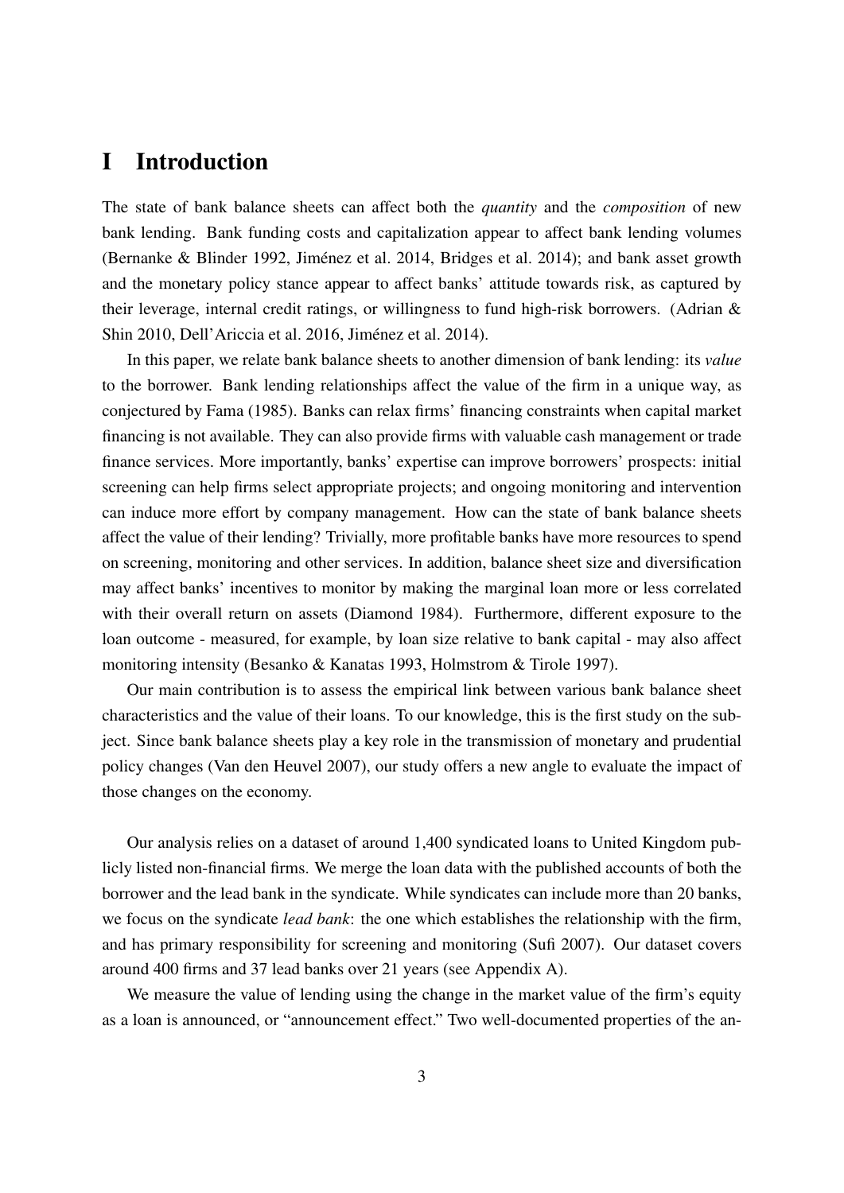# I Introduction

The state of bank balance sheets can affect both the *quantity* and the *composition* of new bank lending. Bank funding costs and capitalization appear to affect bank lending volumes (Bernanke & Blinder 1992, Jiménez et al. 2014, Bridges et al. 2014); and bank asset growth and the monetary policy stance appear to affect banks' attitude towards risk, as captured by their leverage, internal credit ratings, or willingness to fund high-risk borrowers. (Adrian & Shin 2010, Dell'Ariccia et al. 2016, Jiménez et al. 2014).

In this paper, we relate bank balance sheets to another dimension of bank lending: its *value* to the borrower. Bank lending relationships affect the value of the firm in a unique way, as conjectured by Fama (1985). Banks can relax firms' financing constraints when capital market financing is not available. They can also provide firms with valuable cash management or trade finance services. More importantly, banks' expertise can improve borrowers' prospects: initial screening can help firms select appropriate projects; and ongoing monitoring and intervention can induce more effort by company management. How can the state of bank balance sheets affect the value of their lending? Trivially, more profitable banks have more resources to spend on screening, monitoring and other services. In addition, balance sheet size and diversification may affect banks' incentives to monitor by making the marginal loan more or less correlated with their overall return on assets (Diamond 1984). Furthermore, different exposure to the loan outcome - measured, for example, by loan size relative to bank capital - may also affect monitoring intensity (Besanko & Kanatas 1993, Holmstrom & Tirole 1997).

Our main contribution is to assess the empirical link between various bank balance sheet characteristics and the value of their loans. To our knowledge, this is the first study on the subject. Since bank balance sheets play a key role in the transmission of monetary and prudential policy changes (Van den Heuvel 2007), our study offers a new angle to evaluate the impact of those changes on the economy.

Our analysis relies on a dataset of around 1,400 syndicated loans to United Kingdom publicly listed non-financial firms. We merge the loan data with the published accounts of both the borrower and the lead bank in the syndicate. While syndicates can include more than 20 banks, we focus on the syndicate *lead bank*: the one which establishes the relationship with the firm, and has primary responsibility for screening and monitoring (Sufi 2007). Our dataset covers around 400 firms and 37 lead banks over 21 years (see Appendix A).

We measure the value of lending using the change in the market value of the firm's equity as a loan is announced, or "announcement effect." Two well-documented properties of the an-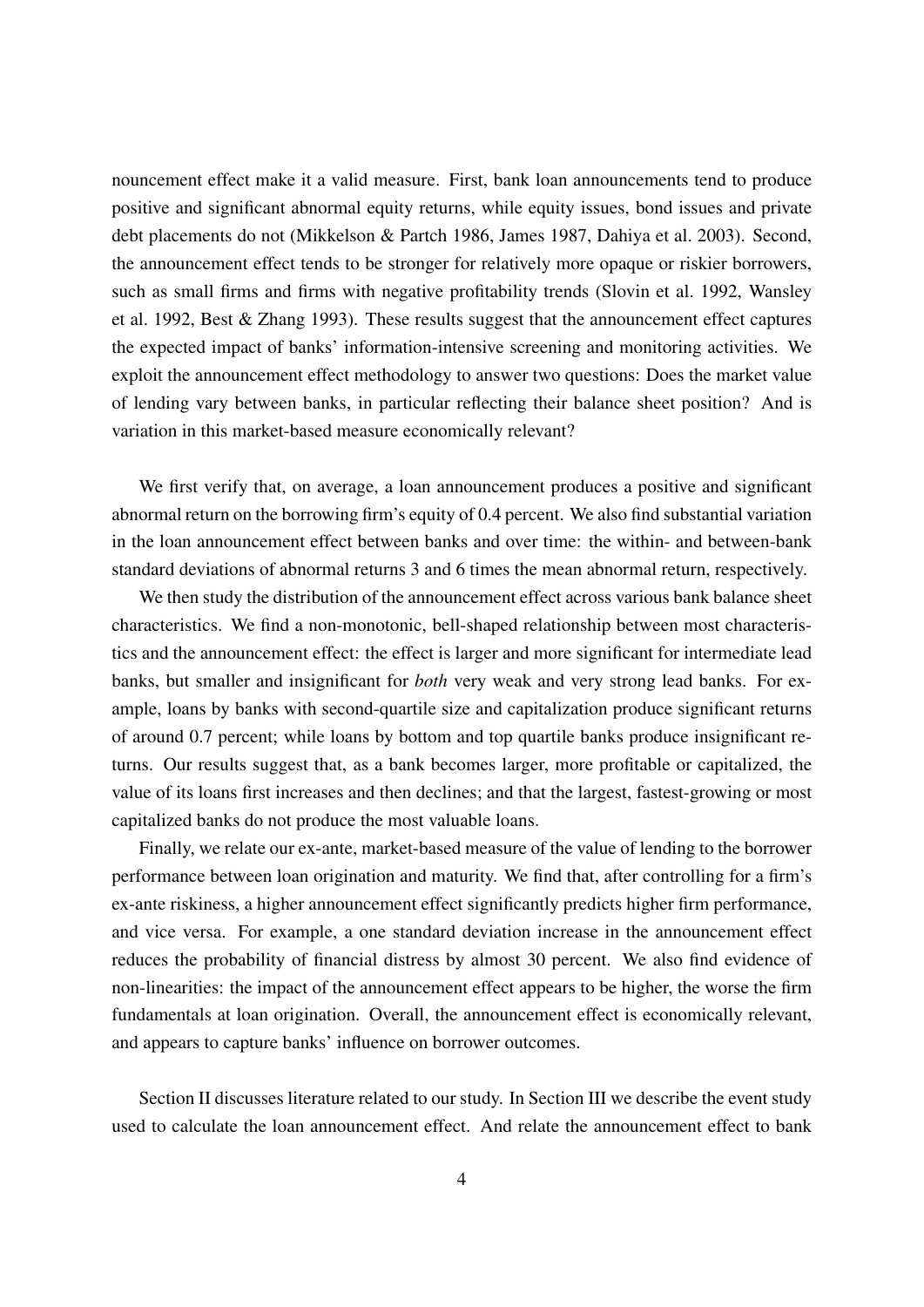nouncement effect make it a valid measure. First, bank loan announcements tend to produce positive and significant abnormal equity returns, while equity issues, bond issues and private debt placements do not (Mikkelson & Partch 1986, James 1987, Dahiya et al. 2003). Second, the announcement effect tends to be stronger for relatively more opaque or riskier borrowers, such as small firms and firms with negative profitability trends (Slovin et al. 1992, Wansley et al. 1992, Best & Zhang 1993). These results suggest that the announcement effect captures the expected impact of banks' information-intensive screening and monitoring activities. We exploit the announcement effect methodology to answer two questions: Does the market value of lending vary between banks, in particular reflecting their balance sheet position? And is variation in this market-based measure economically relevant?

We first verify that, on average, a loan announcement produces a positive and significant abnormal return on the borrowing firm's equity of 0.4 percent. We also find substantial variation in the loan announcement effect between banks and over time: the within- and between-bank standard deviations of abnormal returns 3 and 6 times the mean abnormal return, respectively.

We then study the distribution of the announcement effect across various bank balance sheet characteristics. We find a non-monotonic, bell-shaped relationship between most characteristics and the announcement effect: the effect is larger and more significant for intermediate lead banks, but smaller and insignificant for *both* very weak and very strong lead banks. For example, loans by banks with second-quartile size and capitalization produce significant returns of around 0.7 percent; while loans by bottom and top quartile banks produce insignificant returns. Our results suggest that, as a bank becomes larger, more profitable or capitalized, the value of its loans first increases and then declines; and that the largest, fastest-growing or most capitalized banks do not produce the most valuable loans.

Finally, we relate our ex-ante, market-based measure of the value of lending to the borrower performance between loan origination and maturity. We find that, after controlling for a firm's ex-ante riskiness, a higher announcement effect significantly predicts higher firm performance, and vice versa. For example, a one standard deviation increase in the announcement effect reduces the probability of financial distress by almost 30 percent. We also find evidence of non-linearities: the impact of the announcement effect appears to be higher, the worse the firm fundamentals at loan origination. Overall, the announcement effect is economically relevant, and appears to capture banks' influence on borrower outcomes.

Section II discusses literature related to our study. In Section III we describe the event study used to calculate the loan announcement effect. And relate the announcement effect to bank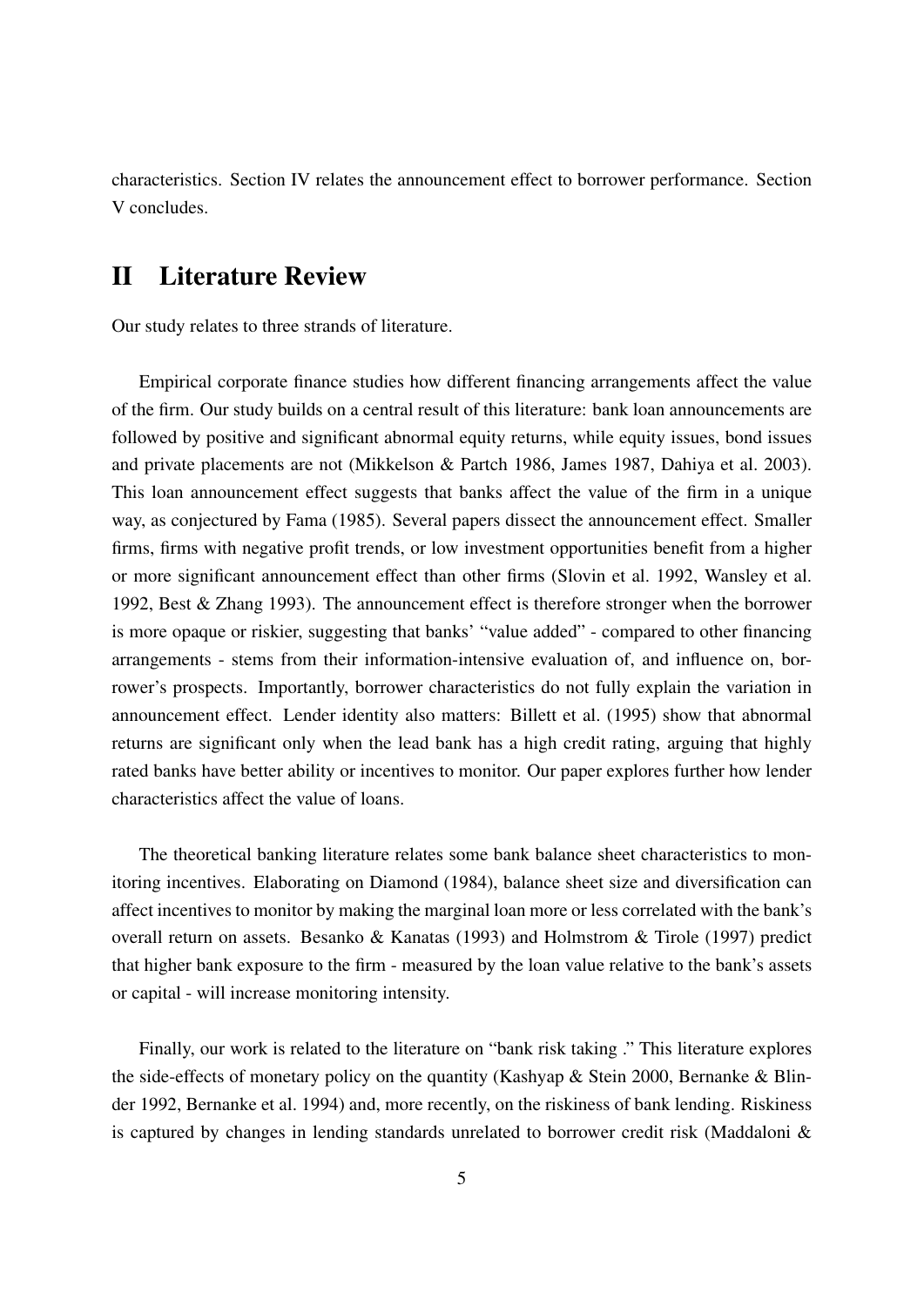characteristics. Section IV relates the announcement effect to borrower performance. Section V concludes.

## II Literature Review

Our study relates to three strands of literature.

Empirical corporate finance studies how different financing arrangements affect the value of the firm. Our study builds on a central result of this literature: bank loan announcements are followed by positive and significant abnormal equity returns, while equity issues, bond issues and private placements are not (Mikkelson & Partch 1986, James 1987, Dahiya et al. 2003). This loan announcement effect suggests that banks affect the value of the firm in a unique way, as conjectured by Fama (1985). Several papers dissect the announcement effect. Smaller firms, firms with negative profit trends, or low investment opportunities benefit from a higher or more significant announcement effect than other firms (Slovin et al. 1992, Wansley et al. 1992, Best & Zhang 1993). The announcement effect is therefore stronger when the borrower is more opaque or riskier, suggesting that banks' "value added" - compared to other financing arrangements - stems from their information-intensive evaluation of, and influence on, borrower's prospects. Importantly, borrower characteristics do not fully explain the variation in announcement effect. Lender identity also matters: Billett et al. (1995) show that abnormal returns are significant only when the lead bank has a high credit rating, arguing that highly rated banks have better ability or incentives to monitor. Our paper explores further how lender characteristics affect the value of loans.

The theoretical banking literature relates some bank balance sheet characteristics to monitoring incentives. Elaborating on Diamond (1984), balance sheet size and diversification can affect incentives to monitor by making the marginal loan more or less correlated with the bank's overall return on assets. Besanko & Kanatas (1993) and Holmstrom & Tirole (1997) predict that higher bank exposure to the firm - measured by the loan value relative to the bank's assets or capital - will increase monitoring intensity.

Finally, our work is related to the literature on "bank risk taking ." This literature explores the side-effects of monetary policy on the quantity (Kashyap & Stein 2000, Bernanke & Blinder 1992, Bernanke et al. 1994) and, more recently, on the riskiness of bank lending. Riskiness is captured by changes in lending standards unrelated to borrower credit risk (Maddaloni &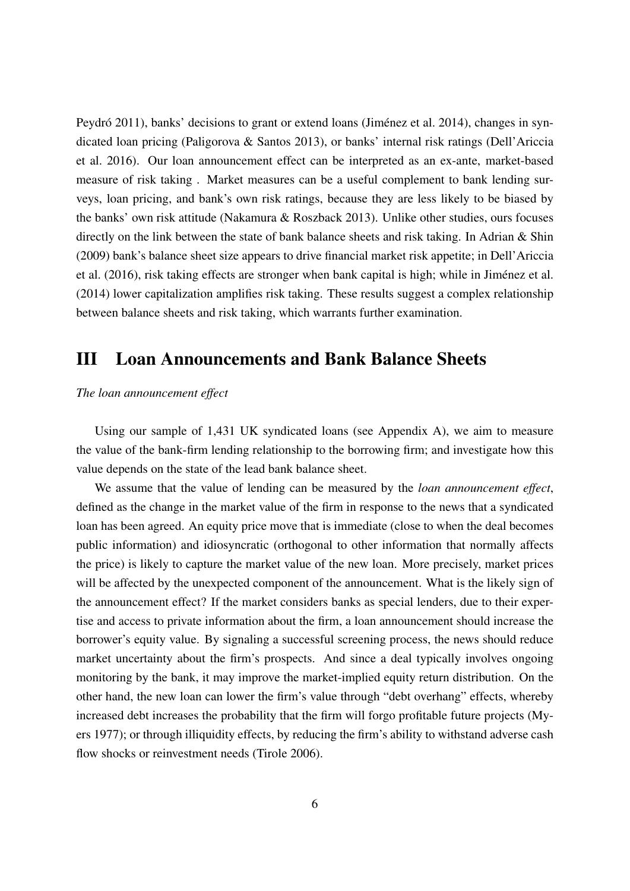Peydró 2011), banks' decisions to grant or extend loans (Jiménez et al. 2014), changes in syndicated loan pricing (Paligorova & Santos 2013), or banks' internal risk ratings (Dell'Ariccia et al. 2016). Our loan announcement effect can be interpreted as an ex-ante, market-based measure of risk taking . Market measures can be a useful complement to bank lending surveys, loan pricing, and bank's own risk ratings, because they are less likely to be biased by the banks' own risk attitude (Nakamura & Roszback 2013). Unlike other studies, ours focuses directly on the link between the state of bank balance sheets and risk taking. In Adrian & Shin (2009) bank's balance sheet size appears to drive financial market risk appetite; in Dell'Ariccia et al. (2016), risk taking effects are stronger when bank capital is high; while in Jiménez et al. (2014) lower capitalization amplifies risk taking. These results suggest a complex relationship between balance sheets and risk taking, which warrants further examination.

# III Loan Announcements and Bank Balance Sheets

*The loan announcement effect*

Using our sample of 1,431 UK syndicated loans (see Appendix A), we aim to measure the value of the bank-firm lending relationship to the borrowing firm; and investigate how this value depends on the state of the lead bank balance sheet.

We assume that the value of lending can be measured by the *loan announcement effect*, defined as the change in the market value of the firm in response to the news that a syndicated loan has been agreed. An equity price move that is immediate (close to when the deal becomes public information) and idiosyncratic (orthogonal to other information that normally affects the price) is likely to capture the market value of the new loan. More precisely, market prices will be affected by the unexpected component of the announcement. What is the likely sign of the announcement effect? If the market considers banks as special lenders, due to their expertise and access to private information about the firm, a loan announcement should increase the borrower's equity value. By signaling a successful screening process, the news should reduce market uncertainty about the firm's prospects. And since a deal typically involves ongoing monitoring by the bank, it may improve the market-implied equity return distribution. On the other hand, the new loan can lower the firm's value through "debt overhang" effects, whereby increased debt increases the probability that the firm will forgo profitable future projects (Myers 1977); or through illiquidity effects, by reducing the firm's ability to withstand adverse cash flow shocks or reinvestment needs (Tirole 2006).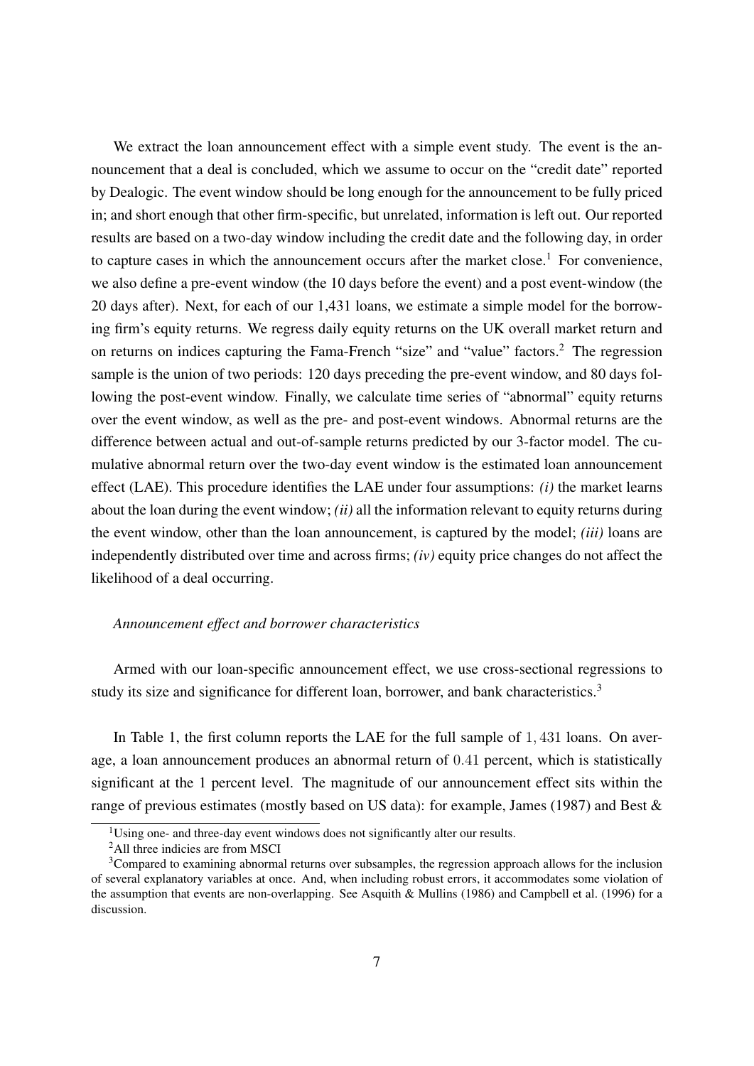We extract the loan announcement effect with a simple event study. The event is the announcement that a deal is concluded, which we assume to occur on the "credit date" reported by Dealogic. The event window should be long enough for the announcement to be fully priced in; and short enough that other firm-specific, but unrelated, information is left out. Our reported results are based on a two-day window including the credit date and the following day, in order to capture cases in which the announcement occurs after the market close.[1] For convenience, we also define a pre-event window (the 10 days before the event) and a post event-window (the 20 days after). Next, for each of our 1,431 loans, we estimate a simple model for the borrowing firm's equity returns. We regress daily equity returns on the UK overall market return and on returns on indices capturing the Fama-French "size" and "value" factors.[2] The regression sample is the union of two periods: 120 days preceding the pre-event window, and 80 days following the post-event window. Finally, we calculate time series of "abnormal" equity returns over the event window, as well as the pre- and post-event windows. Abnormal returns are the difference between actual and out-of-sample returns predicted by our 3-factor model. The cumulative abnormal return over the two-day event window is the estimated loan announcement effect (LAE). This procedure identifies the LAE under four assumptions: *(i)* the market learns about the loan during the event window; *(ii)* all the information relevant to equity returns during the event window, other than the loan announcement, is captured by the model; *(iii)* loans are independently distributed over time and across firms; *(iv)* equity price changes do not affect the likelihood of a deal occurring.

*Announcement effect and borrower characteristics*

Armed with our loan-specific announcement effect, we use cross-sectional regressions to study its size and significance for different loan, borrower, and bank characteristics.[3]

In Table 1, the first column reports the LAE for the full sample of $1,431$ loans. On average, a loan announcement produces an abnormal return of $0.41$ percent, which is statistically significant at the 1 percent level. The magnitude of our announcement effect sits within the range of previous estimates (mostly based on US data): for example, James (1987) and Best &

[1] Using one- and three-day event windows does not significantly alter our results.

[2] All three indicies are from MSCI

[3] Compared to examining abnormal returns over subsamples, the regression approach allows for the inclusion of several explanatory variables at once. And, when including robust errors, it accommodates some violation of the assumption that events are non-overlapping. See Asquith & Mullins (1986) and Campbell et al. (1996) for a discussion.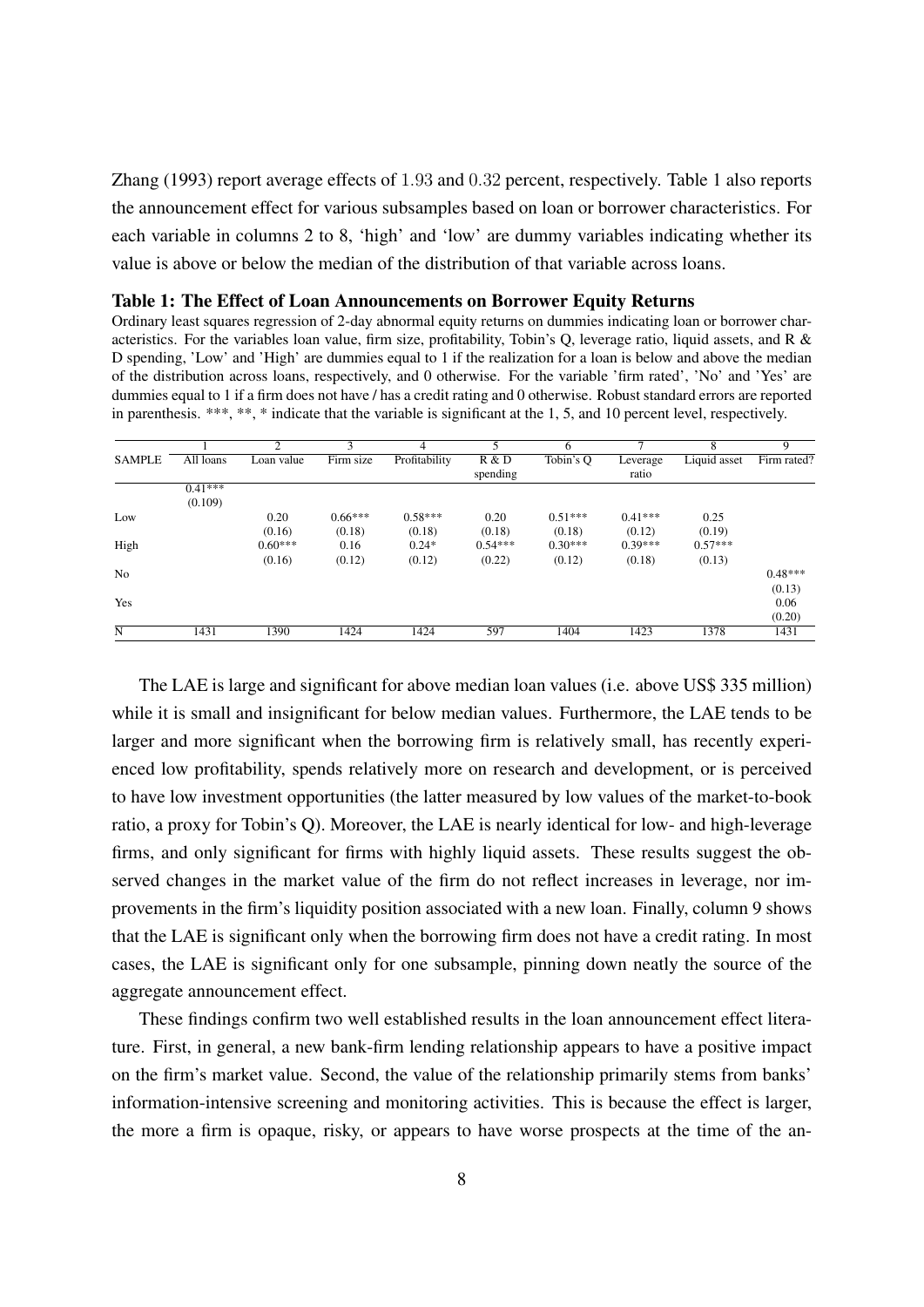Zhang (1993) report average effects of 1.93 and 0.32 percent, respectively. Table 1 also reports the announcement effect for various subsamples based on loan or borrower characteristics. For each variable in columns 2 to 8, 'high' and 'low' are dummy variables indicating whether its value is above or below the median of the distribution of that variable across loans.

**Table 1: The Effect of Loan Announcements on Borrower Equity Returns**

Ordinary least squares regression of 2-day abnormal equity returns on dummies indicating loan or borrower characteristics. For the variables loan value, firm size, profitability, Tobin's Q, leverage ratio, liquid assets, and R & D spending, 'Low' and 'High' are dummies equal to 1 if the realization for a loan is below and above the median of the distribution across loans, respectively, and 0 otherwise. For the variable 'firm rated', 'No' and 'Yes' are dummies equal to 1 if a firm does not have / has a credit rating and 0 otherwise. Robust standard errors are reported in parenthesis. ***, **, * indicate that the variable is significant at the 1, 5, and 10 percent level, respectively.

| | 1 | 2 | 3 | 4 | 5 | 6 | 7 | 8 | 9 |
|---|---|---|---|---|---|---|---|---|---|
| SAMPLE | All loans | Loan value | Firm size | Profitability | R & D spending | Tobin's Q | Leverage ratio | Liquid asset | Firm rated? |
| | 0.41*** | | | | | | | | |
| | (0.109) | | | | | | | | |
| Low | | 0.20 | 0.66*** | 0.58*** | 0.20 | 0.51*** | 0.41*** | 0.25 | |
| | | (0.16) | (0.18) | (0.18) | (0.18) | (0.18) | (0.12) | (0.19) | |
| High | | 0.60*** | 0.16 | 0.24* | 0.54*** | 0.30*** | 0.39*** | 0.57*** | |
| | | (0.16) | (0.12) | (0.12) | (0.22) | (0.12) | (0.18) | (0.13) | |
| No | | | | | | | | | 0.48*** |
| | | | | | | | | | (0.13) |
| Yes | | | | | | | | | 0.06 |
| | | | | | | | | | (0.20) |
| N | 1431 | 1390 | 1424 | 1424 | 597 | 1404 | 1423 | 1378 | 1431 |

The LAE is large and significant for above median loan values (i.e. above US$ 335 million) while it is small and insignificant for below median values. Furthermore, the LAE tends to be larger and more significant when the borrowing firm is relatively small, has recently experienced low profitability, spends relatively more on research and development, or is perceived to have low investment opportunities (the latter measured by low values of the market-to-book ratio, a proxy for Tobin's Q). Moreover, the LAE is nearly identical for low- and high-leverage firms, and only significant for firms with highly liquid assets. These results suggest the observed changes in the market value of the firm do not reflect increases in leverage, nor improvements in the firm's liquidity position associated with a new loan. Finally, column 9 shows that the LAE is significant only when the borrowing firm does not have a credit rating. In most cases, the LAE is significant only for one subsample, pinning down neatly the source of the aggregate announcement effect.

These findings confirm two well established results in the loan announcement effect literature. First, in general, a new bank-firm lending relationship appears to have a positive impact on the firm's market value. Second, the value of the relationship primarily stems from banks' information-intensive screening and monitoring activities. This is because the effect is larger, the more a firm is opaque, risky, or appears to have worse prospects at the time of the an-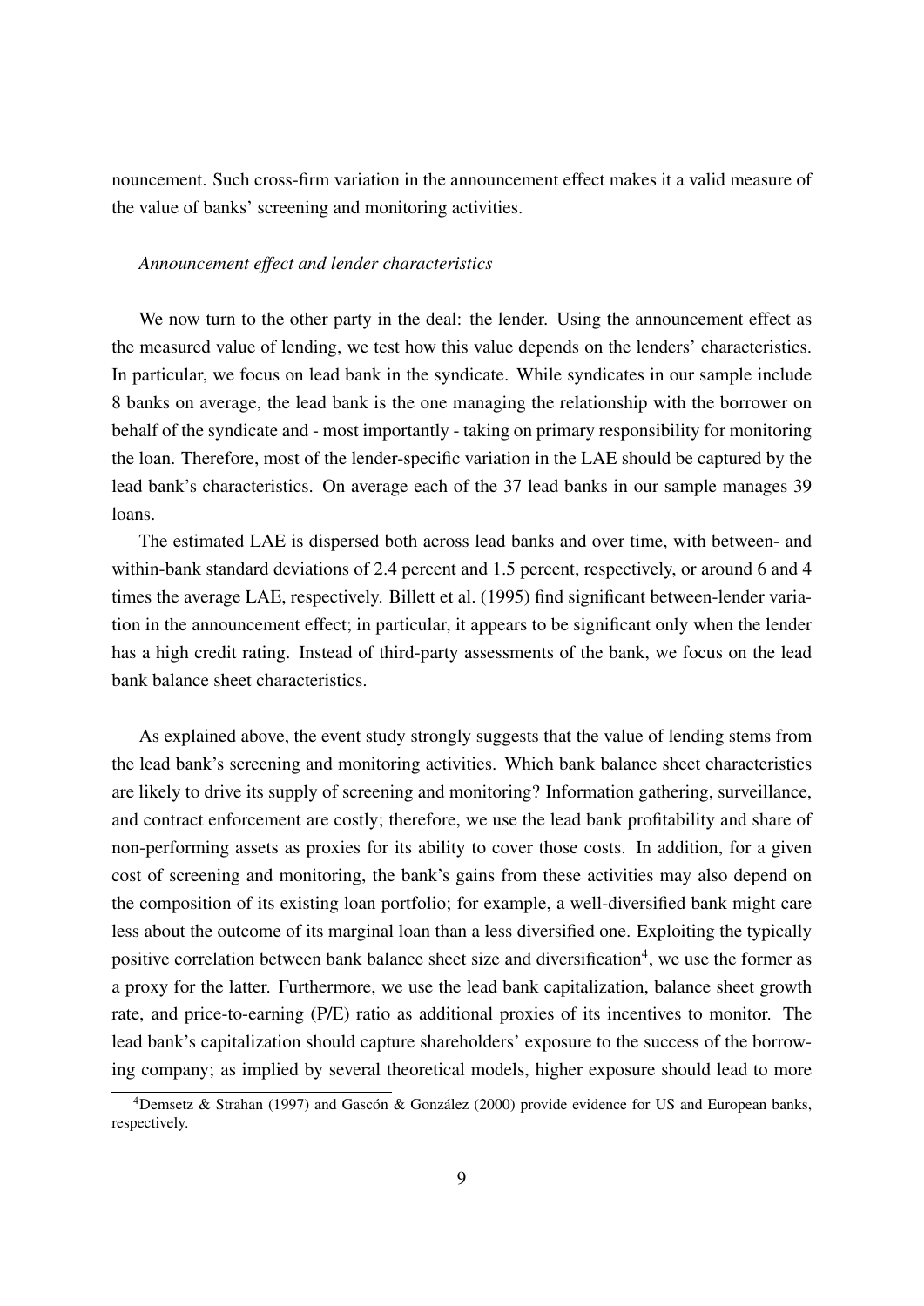nouncement. Such cross-firm variation in the announcement effect makes it a valid measure of the value of banks' screening and monitoring activities.

*Announcement effect and lender characteristics*

We now turn to the other party in the deal: the lender. Using the announcement effect as the measured value of lending, we test how this value depends on the lenders' characteristics. In particular, we focus on lead bank in the syndicate. While syndicates in our sample include 8 banks on average, the lead bank is the one managing the relationship with the borrower on behalf of the syndicate and - most importantly - taking on primary responsibility for monitoring the loan. Therefore, most of the lender-specific variation in the LAE should be captured by the lead bank's characteristics. On average each of the 37 lead banks in our sample manages 39 loans.

The estimated LAE is dispersed both across lead banks and over time, with between- and within-bank standard deviations of 2.4 percent and 1.5 percent, respectively, or around 6 and 4 times the average LAE, respectively. Billett et al. (1995) find significant between-lender variation in the announcement effect; in particular, it appears to be significant only when the lender has a high credit rating. Instead of third-party assessments of the bank, we focus on the lead bank balance sheet characteristics.

As explained above, the event study strongly suggests that the value of lending stems from the lead bank's screening and monitoring activities. Which bank balance sheet characteristics are likely to drive its supply of screening and monitoring? Information gathering, surveillance, and contract enforcement are costly; therefore, we use the lead bank profitability and share of non-performing assets as proxies for its ability to cover those costs. In addition, for a given cost of screening and monitoring, the bank's gains from these activities may also depend on the composition of its existing loan portfolio; for example, a well-diversified bank might care less about the outcome of its marginal loan than a less diversified one. Exploiting the typically positive correlation between bank balance sheet size and diversification[4], we use the former as a proxy for the latter. Furthermore, we use the lead bank capitalization, balance sheet growth rate, and price-to-earning (P/E) ratio as additional proxies of its incentives to monitor. The lead bank's capitalization should capture shareholders' exposure to the success of the borrowing company; as implied by several theoretical models, higher exposure should lead to more

[4] Demsetz & Strahan (1997) and Gascón & González (2000) provide evidence for US and European banks, respectively.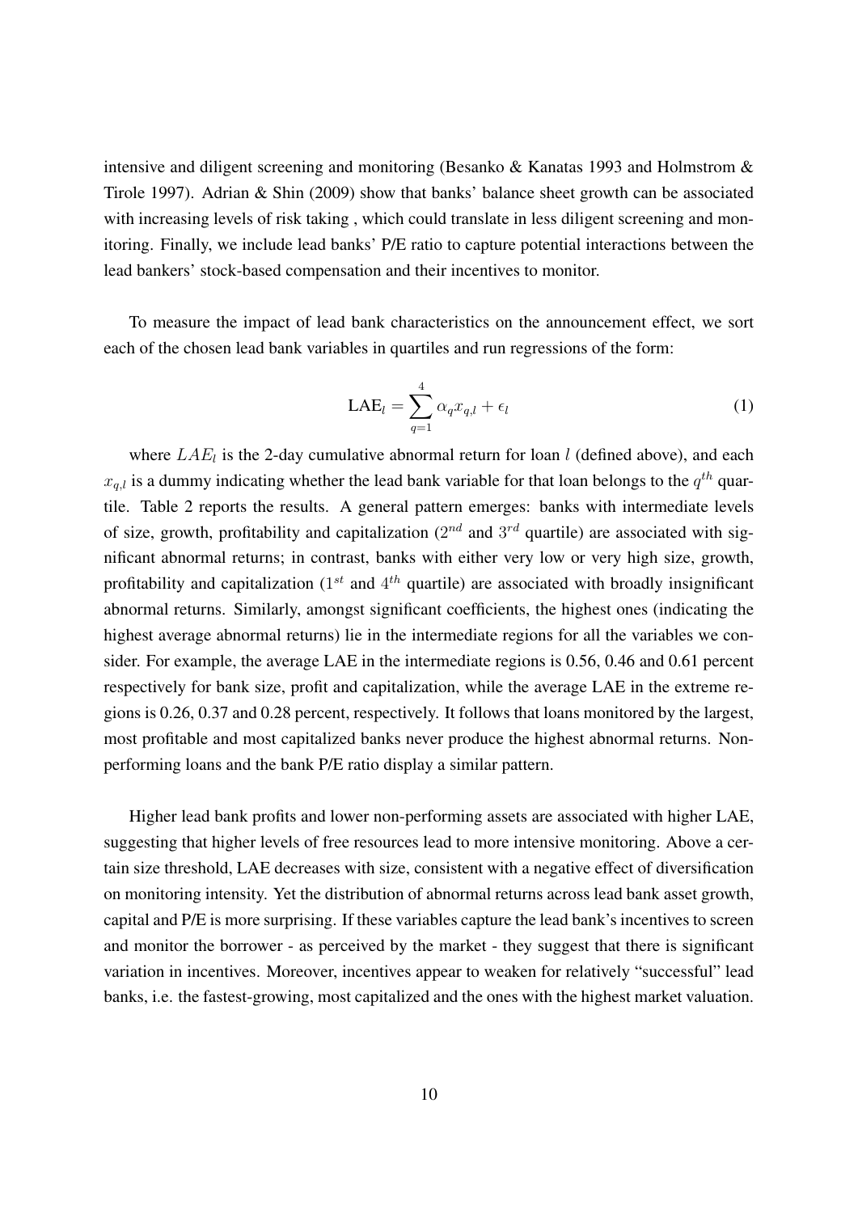intensive and diligent screening and monitoring (Besanko & Kanatas 1993 and Holmstrom & Tirole 1997). Adrian & Shin (2009) show that banks' balance sheet growth can be associated with increasing levels of risk taking , which could translate in less diligent screening and monitoring. Finally, we include lead banks' P/E ratio to capture potential interactions between the lead bankers' stock-based compensation and their incentives to monitor.

To measure the impact of lead bank characteristics on the announcement effect, we sort each of the chosen lead bank variables in quartiles and run regressions of the form:

$$\text{LAE}_l = \sum_{q=1}^{4} \alpha_q x_{q,l} + \epsilon_l \tag{1}$$

where $LAE_l$ is the 2-day cumulative abnormal return for loan $l$ (defined above), and each $x_{q,l}$ is a dummy indicating whether the lead bank variable for that loan belongs to the $q^{th}$ quartile. Table 2 reports the results. A general pattern emerges: banks with intermediate levels of size, growth, profitability and capitalization ($2^{nd}$ and $3^{rd}$ quartile) are associated with significant abnormal returns; in contrast, banks with either very low or very high size, growth, profitability and capitalization ($1^{st}$ and $4^{th}$ quartile) are associated with broadly insignificant abnormal returns. Similarly, amongst significant coefficients, the highest ones (indicating the highest average abnormal returns) lie in the intermediate regions for all the variables we consider. For example, the average LAE in the intermediate regions is 0.56, 0.46 and 0.61 percent respectively for bank size, profit and capitalization, while the average LAE in the extreme regions is 0.26, 0.37 and 0.28 percent, respectively. It follows that loans monitored by the largest, most profitable and most capitalized banks never produce the highest abnormal returns. Nonperforming loans and the bank P/E ratio display a similar pattern.

Higher lead bank profits and lower non-performing assets are associated with higher LAE, suggesting that higher levels of free resources lead to more intensive monitoring. Above a certain size threshold, LAE decreases with size, consistent with a negative effect of diversification on monitoring intensity. Yet the distribution of abnormal returns across lead bank asset growth, capital and P/E is more surprising. If these variables capture the lead bank's incentives to screen and monitor the borrower - as perceived by the market - they suggest that there is significant variation in incentives. Moreover, incentives appear to weaken for relatively "successful" lead banks, i.e. the fastest-growing, most capitalized and the ones with the highest market valuation.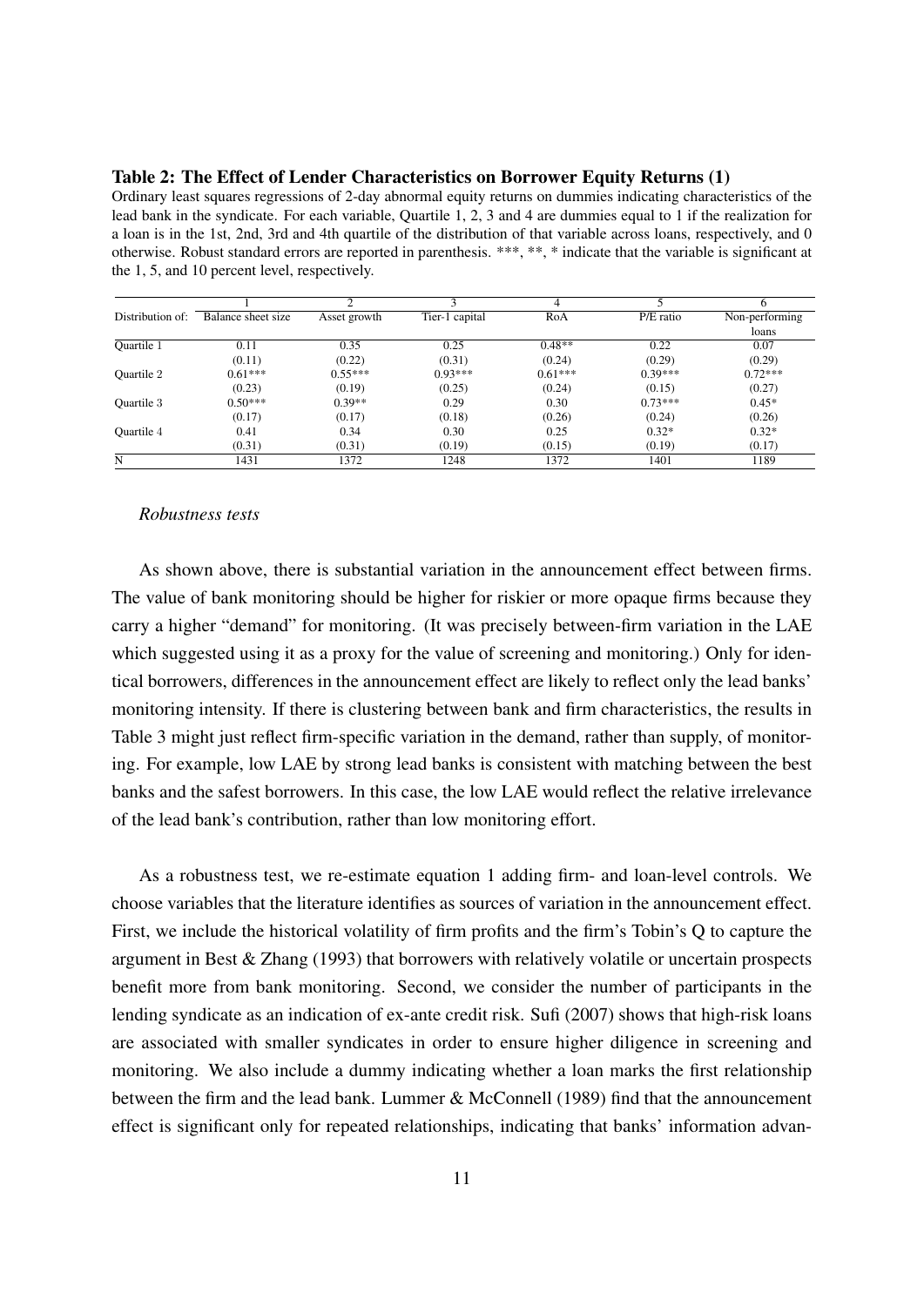**Table 2: The Effect of Lender Characteristics on Borrower Equity Returns (1)**

Ordinary least squares regressions of 2-day abnormal equity returns on dummies indicating characteristics of the lead bank in the syndicate. For each variable, Quartile 1, 2, 3 and 4 are dummies equal to 1 if the realization for a loan is in the 1st, 2nd, 3rd and 4th quartile of the distribution of that variable across loans, respectively, and 0 otherwise. Robust standard errors are reported in parenthesis. ***, **, * indicate that the variable is significant at the 1, 5, and 10 percent level, respectively.

| | 1 | 2 | 3 | 4 | 5 | 6 |
|---|---|---|---|---|---|---|
| Distribution of: | Balance sheet size | Asset growth | Tier-1 capital | RoA | P/E ratio | Non-performing loans |
| Quartile 1 | 0.11 | 0.35 | 0.25 | 0.48** | 0.22 | 0.07 |
| | (0.11) | (0.22) | (0.31) | (0.24) | (0.29) | (0.29) |
| Quartile 2 | 0.61*** | 0.55*** | 0.93*** | 0.61*** | 0.39*** | 0.72*** |
| | (0.23) | (0.19) | (0.25) | (0.24) | (0.15) | (0.27) |
| Quartile 3 | 0.50*** | 0.39** | 0.29 | 0.30 | 0.73*** | 0.45* |
| | (0.17) | (0.17) | (0.18) | (0.26) | (0.24) | (0.26) |
| Quartile 4 | 0.41 | 0.34 | 0.30 | 0.25 | 0.32* | 0.32* |
| | (0.31) | (0.31) | (0.19) | (0.15) | (0.19) | (0.17) |
| N | 1431 | 1372 | 1248 | 1372 | 1401 | 1189 |

*Robustness tests*

As shown above, there is substantial variation in the announcement effect between firms. The value of bank monitoring should be higher for riskier or more opaque firms because they carry a higher "demand" for monitoring. (It was precisely between-firm variation in the LAE which suggested using it as a proxy for the value of screening and monitoring.) Only for identical borrowers, differences in the announcement effect are likely to reflect only the lead banks' monitoring intensity. If there is clustering between bank and firm characteristics, the results in Table 3 might just reflect firm-specific variation in the demand, rather than supply, of monitoring. For example, low LAE by strong lead banks is consistent with matching between the best banks and the safest borrowers. In this case, the low LAE would reflect the relative irrelevance of the lead bank's contribution, rather than low monitoring effort.

As a robustness test, we re-estimate equation 1 adding firm- and loan-level controls. We choose variables that the literature identifies as sources of variation in the announcement effect. First, we include the historical volatility of firm profits and the firm's Tobin's Q to capture the argument in Best & Zhang (1993) that borrowers with relatively volatile or uncertain prospects benefit more from bank monitoring. Second, we consider the number of participants in the lending syndicate as an indication of ex-ante credit risk. Sufi (2007) shows that high-risk loans are associated with smaller syndicates in order to ensure higher diligence in screening and monitoring. We also include a dummy indicating whether a loan marks the first relationship between the firm and the lead bank. Lummer & McConnell (1989) find that the announcement effect is significant only for repeated relationships, indicating that banks' information advan-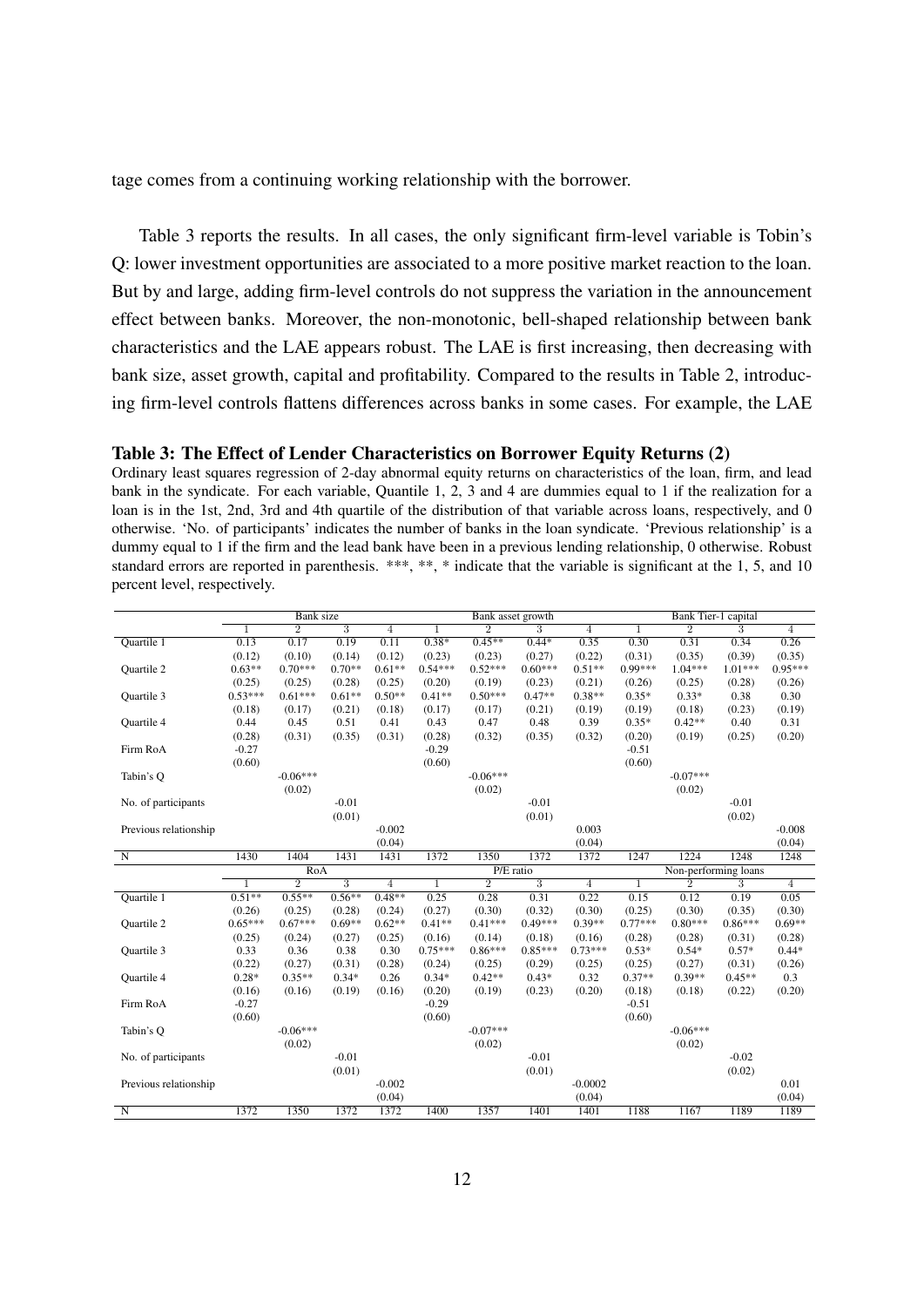tage comes from a continuing working relationship with the borrower.

Table 3 reports the results. In all cases, the only significant firm-level variable is Tobin's Q: lower investment opportunities are associated to a more positive market reaction to the loan. But by and large, adding firm-level controls do not suppress the variation in the announcement effect between banks. Moreover, the non-monotonic, bell-shaped relationship between bank characteristics and the LAE appears robust. The LAE is first increasing, then decreasing with bank size, asset growth, capital and profitability. Compared to the results in Table 2, introducing firm-level controls flattens differences across banks in some cases. For example, the LAE

**Table 3: The Effect of Lender Characteristics on Borrower Equity Returns (2)**

Ordinary least squares regression of 2-day abnormal equity returns on characteristics of the loan, firm, and lead bank in the syndicate. For each variable, Quantile 1, 2, 3 and 4 are dummies equal to 1 if the realization for a loan is in the 1st, 2nd, 3rd and 4th quartile of the distribution of that variable across loans, respectively, and 0 otherwise. 'No. of participants' indicates the number of banks in the loan syndicate. 'Previous relationship' is a dummy equal to 1 if the firm and the lead bank have been in a previous lending relationship, 0 otherwise. Robust standard errors are reported in parenthesis. ***, **, * indicate that the variable is significant at the 1, 5, and 10 percent level, respectively.

| | Bank size | | | | Bank asset growth | | | | Bank Tier-1 capital | | | |
|---|---|---|---|---|---|---|---|---|---|---|---|---|
| | 1 | 2 | 3 | 4 | 1 | 2 | 3 | 4 | 1 | 2 | 3 | 4 |
| Quartile 1 | 0.13 | 0.17 | 0.19 | 0.11 | 0.38* | 0.45** | 0.44* | 0.35 | 0.30 | 0.31 | 0.34 | 0.26 |
| | (0.12) | (0.10) | (0.14) | (0.12) | (0.23) | (0.23) | (0.27) | (0.22) | (0.31) | (0.35) | (0.39) | (0.35) |
| Quartile 2 | 0.63** | 0.70*** | 0.70** | 0.61** | 0.54*** | 0.52*** | 0.60*** | 0.51** | 0.99*** | 1.04*** | 1.01*** | 0.95*** |
| | (0.25) | (0.25) | (0.28) | (0.25) | (0.20) | (0.19) | (0.23) | (0.21) | (0.26) | (0.25) | (0.28) | (0.26) |
| Quartile 3 | 0.53*** | 0.61*** | 0.61** | 0.50** | 0.41** | 0.50*** | 0.47** | 0.38** | 0.35* | 0.33* | 0.38 | 0.30 |
| | (0.18) | (0.17) | (0.21) | (0.18) | (0.17) | (0.17) | (0.21) | (0.19) | (0.19) | (0.18) | (0.23) | (0.19) |
| Quartile 4 | 0.44 | 0.45 | 0.51 | 0.41 | 0.43 | 0.47 | 0.48 | 0.39 | 0.35* | 0.42** | 0.40 | 0.31 |
| | (0.28) | (0.31) | (0.35) | (0.31) | (0.28) | (0.32) | (0.35) | (0.32) | (0.20) | (0.19) | (0.25) | (0.20) |
| Firm RoA | -0.27 | | | | -0.29 | | | | -0.51 | | | |
| | (0.60) | | | | (0.60) | | | | (0.60) | | | |
| Tabin's Q | | -0.06*** | | | | -0.06*** | | | | -0.07*** | | |
| | | (0.02) | | | | (0.02) | | | | (0.02) | | |
| No. of participants | | | -0.01 | | | | -0.01 | | | | -0.01 | |
| | | | (0.01) | | | | (0.01) | | | | (0.02) | |
| Previous relationship | | | | -0.002 | | | | 0.003 | | | | -0.008 |
| | | | | (0.04) | | | | (0.04) | | | | (0.04) |
| N | 1430 | 1404 | 1431 | 1431 | 1372 | 1350 | 1372 | 1372 | 1247 | 1224 | 1248 | 1248 |
| | RoA | | | | P/E ratio | | | | Non-performing loans | | | |
| | 1 | 2 | 3 | 4 | 1 | 2 | 3 | 4 | 1 | 2 | 3 | 4 |
| Quartile 1 | 0.51** | 0.55** | 0.56** | 0.48** | 0.25 | 0.28 | 0.31 | 0.22 | 0.15 | 0.12 | 0.19 | 0.05 |
| | (0.26) | (0.25) | (0.28) | (0.24) | (0.27) | (0.30) | (0.32) | (0.30) | (0.25) | (0.30) | (0.35) | (0.30) |
| Quartile 2 | 0.65*** | 0.67*** | 0.69** | 0.62** | 0.41** | 0.41*** | 0.49*** | 0.39** | 0.77*** | 0.80*** | 0.86*** | 0.69** |
| | (0.25) | (0.24) | (0.27) | (0.25) | (0.16) | (0.14) | (0.18) | (0.16) | (0.28) | (0.28) | (0.31) | (0.28) |
| Quartile 3 | 0.33 | 0.36 | 0.38 | 0.30 | 0.75*** | 0.86*** | 0.85*** | 0.73*** | 0.53* | 0.54* | 0.57* | 0.44* |
| | (0.22) | (0.27) | (0.31) | (0.28) | (0.24) | (0.25) | (0.29) | (0.25) | (0.25) | (0.27) | (0.31) | (0.26) |
| Quartile 4 | 0.28* | 0.35** | 0.34* | 0.26 | 0.34* | 0.42** | 0.43* | 0.32 | 0.37** | 0.39** | 0.45** | 0.3 |
| | (0.16) | (0.16) | (0.19) | (0.16) | (0.20) | (0.19) | (0.23) | (0.20) | (0.18) | (0.18) | (0.22) | (0.20) |
| Firm RoA | -0.27 | | | | -0.29 | | | | -0.51 | | | |
| | (0.60) | | | | (0.60) | | | | (0.60) | | | |
| Tabin's Q | | -0.06*** | | | | -0.07*** | | | | -0.06*** | | |
| | | (0.02) | | | | (0.02) | | | | (0.02) | | |
| No. of participants | | | -0.01 | | | | -0.01 | | | | -0.02 | |
| | | | (0.01) | | | | (0.01) | | | | (0.02) | |
| Previous relationship | | | | -0.002 | | | | -0.0002 | | | | 0.01 |
| | | | | (0.04) | | | | (0.04) | | | | (0.04) |
| N | 1372 | 1350 | 1372 | 1372 | 1400 | 1357 | 1401 | 1401 | 1188 | 1167 | 1189 | 1189 |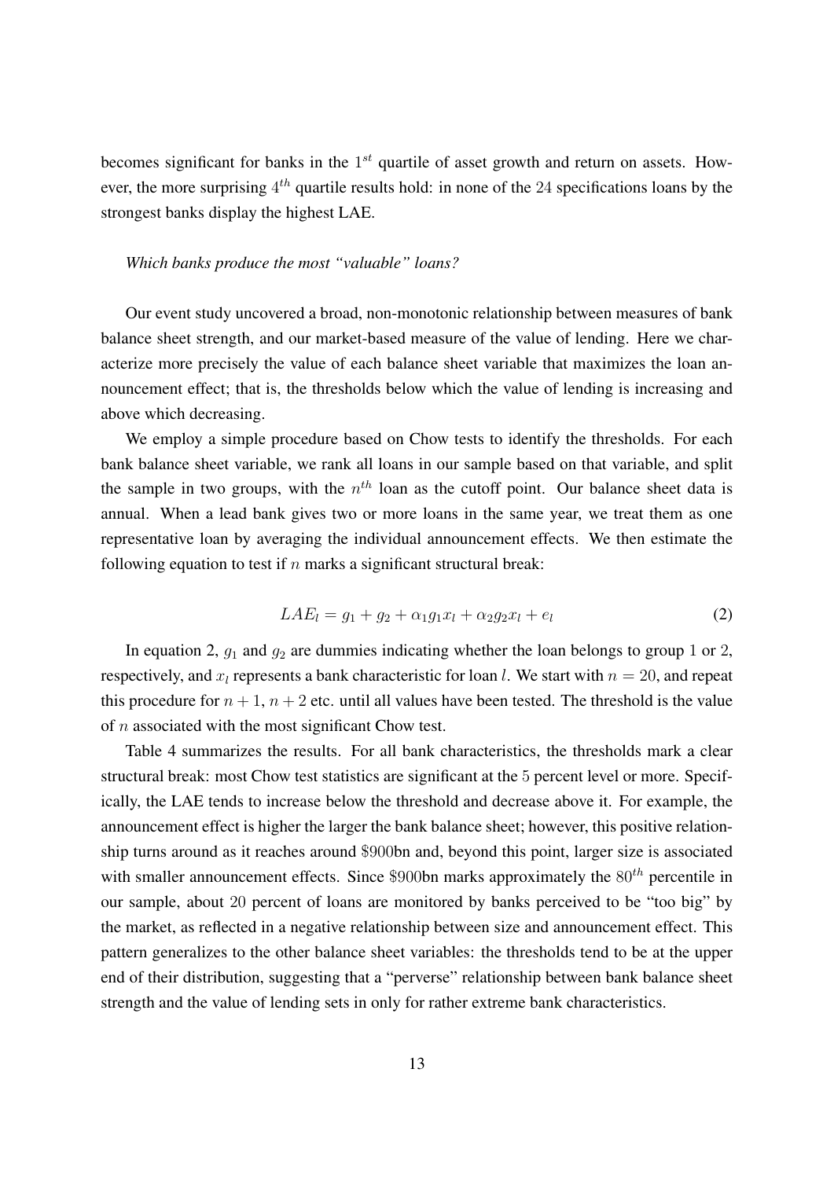becomes significant for banks in the $1^{st}$ quartile of asset growth and return on assets. However, the more surprising $4^{th}$ quartile results hold: in none of the 24 specifications loans by the strongest banks display the highest LAE.

*Which banks produce the most "valuable" loans?*

Our event study uncovered a broad, non-monotonic relationship between measures of bank balance sheet strength, and our market-based measure of the value of lending. Here we characterize more precisely the value of each balance sheet variable that maximizes the loan announcement effect; that is, the thresholds below which the value of lending is increasing and above which decreasing.

We employ a simple procedure based on Chow tests to identify the thresholds. For each bank balance sheet variable, we rank all loans in our sample based on that variable, and split the sample in two groups, with the $n^{th}$ loan as the cutoff point. Our balance sheet data is annual. When a lead bank gives two or more loans in the same year, we treat them as one representative loan by averaging the individual announcement effects. We then estimate the following equation to test if $n$ marks a significant structural break:

$$LAE_l = g_1 + g_2 + \alpha_1 g_1 x_l + \alpha_2 g_2 x_l + e_l \tag{2}$$

In equation 2, $g_1$ and $g_2$ are dummies indicating whether the loan belongs to group 1 or 2, respectively, and $x_l$ represents a bank characteristic for loan $l$. We start with $n = 20$, and repeat this procedure for $n + 1$, $n + 2$ etc. until all values have been tested. The threshold is the value of $n$ associated with the most significant Chow test.

Table 4 summarizes the results. For all bank characteristics, the thresholds mark a clear structural break: most Chow test statistics are significant at the 5 percent level or more. Specifically, the LAE tends to increase below the threshold and decrease above it. For example, the announcement effect is higher the larger the bank balance sheet; however, this positive relationship turns around as it reaches around \$900bn and, beyond this point, larger size is associated with smaller announcement effects. Since \$900bn marks approximately the $80^{th}$ percentile in our sample, about 20 percent of loans are monitored by banks perceived to be "too big" by the market, as reflected in a negative relationship between size and announcement effect. This pattern generalizes to the other balance sheet variables: the thresholds tend to be at the upper end of their distribution, suggesting that a "perverse" relationship between bank balance sheet strength and the value of lending sets in only for rather extreme bank characteristics.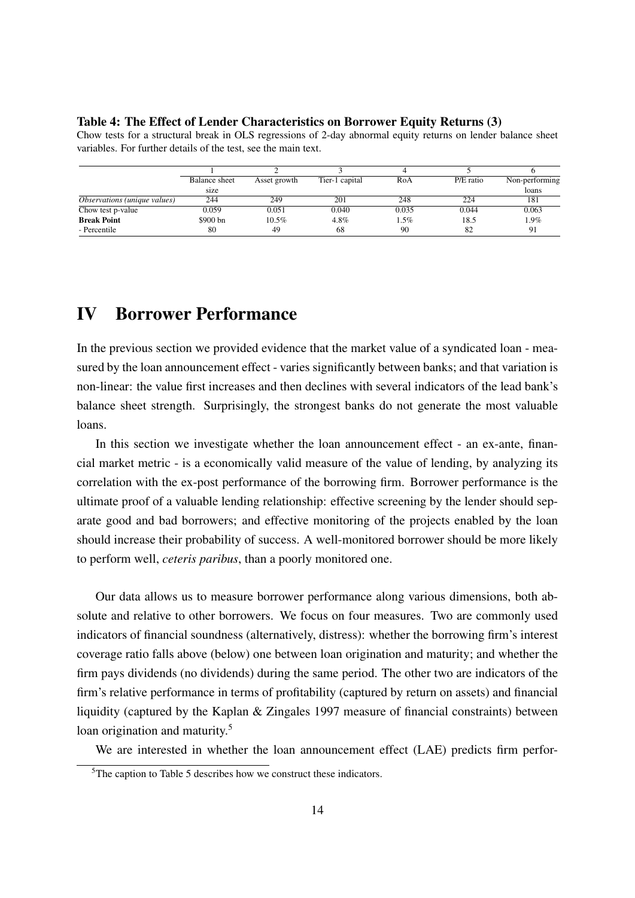**Table 4: The Effect of Lender Characteristics on Borrower Equity Returns (3)**
Chow tests for a structural break in OLS regressions of 2-day abnormal equity returns on lender balance sheet variables. For further details of the test, see the main text.

| | 1 | 2 | 3 | 4 | 5 | 6 |
|---|---|---|---|---|---|---|
| | Balance sheet size | Asset growth | Tier-1 capital | RoA | P/E ratio | Non-performing loans |
| *Observations (unique values)* | 244 | 249 | 201 | 248 | 224 | 181 |
| Chow test p-value | 0.059 | 0.051 | 0.040 | 0.035 | 0.044 | 0.063 |
| **Break Point** | \$900 bn | 10.5% | 4.8% | 1.5% | 18.5 | 1.9% |
| - Percentile | 80 | 49 | 68 | 90 | 82 | 91 |

# IV Borrower Performance

In the previous section we provided evidence that the market value of a syndicated loan - measured by the loan announcement effect - varies significantly between banks; and that variation is non-linear: the value first increases and then declines with several indicators of the lead bank's balance sheet strength. Surprisingly, the strongest banks do not generate the most valuable loans.

In this section we investigate whether the loan announcement effect - an ex-ante, financial market metric - is a economically valid measure of the value of lending, by analyzing its correlation with the ex-post performance of the borrowing firm. Borrower performance is the ultimate proof of a valuable lending relationship: effective screening by the lender should separate good and bad borrowers; and effective monitoring of the projects enabled by the loan should increase their probability of success. A well-monitored borrower should be more likely to perform well, *ceteris paribus*, than a poorly monitored one.

Our data allows us to measure borrower performance along various dimensions, both absolute and relative to other borrowers. We focus on four measures. Two are commonly used indicators of financial soundness (alternatively, distress): whether the borrowing firm's interest coverage ratio falls above (below) one between loan origination and maturity; and whether the firm pays dividends (no dividends) during the same period. The other two are indicators of the firm's relative performance in terms of profitability (captured by return on assets) and financial liquidity (captured by the Kaplan & Zingales 1997 measure of financial constraints) between loan origination and maturity.[5]

We are interested in whether the loan announcement effect (LAE) predicts firm perfor-

[5]The caption to Table 5 describes how we construct these indicators.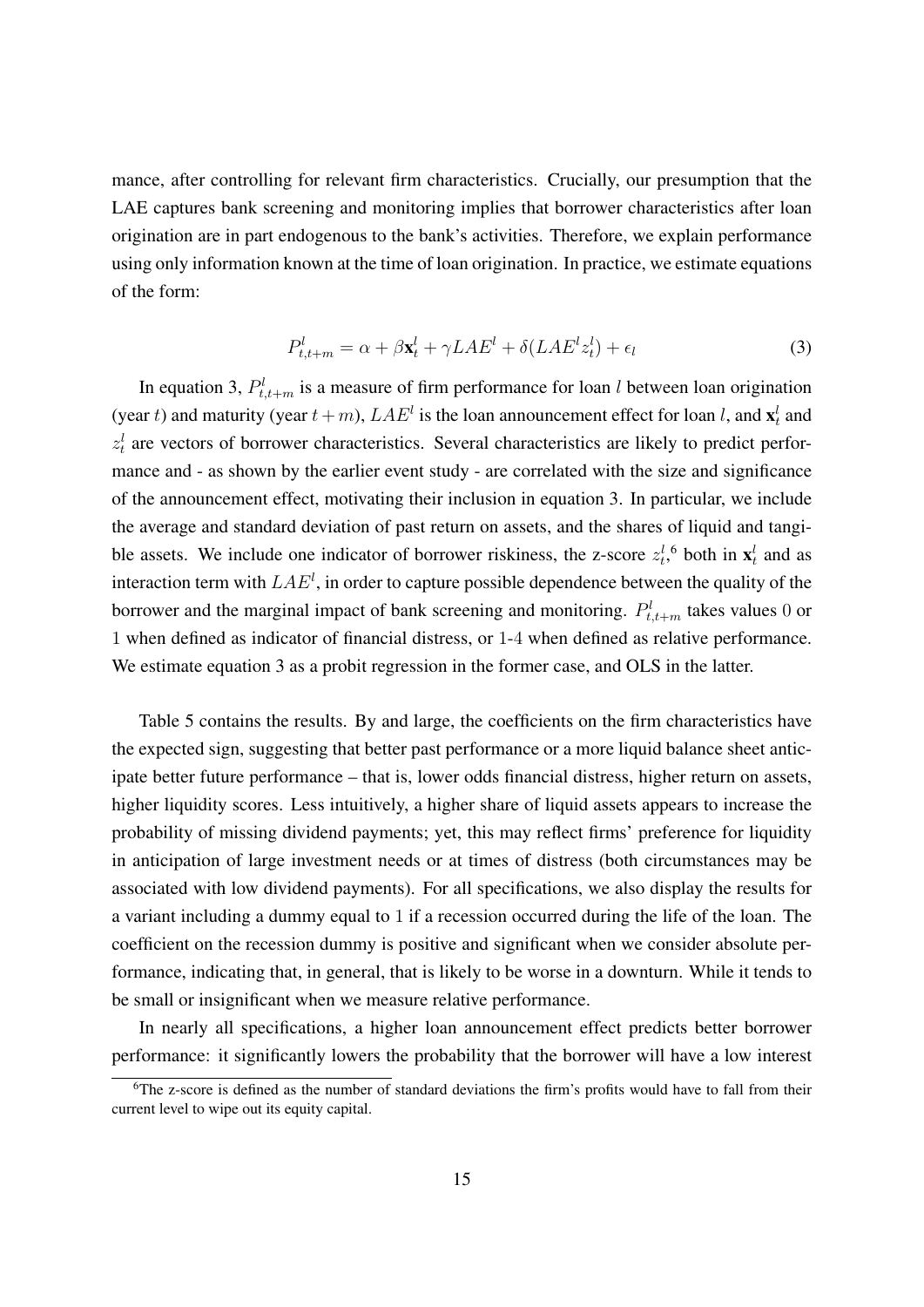mance, after controlling for relevant firm characteristics. Crucially, our presumption that the LAE captures bank screening and monitoring implies that borrower characteristics after loan origination are in part endogenous to the bank's activities. Therefore, we explain performance using only information known at the time of loan origination. In practice, we estimate equations of the form:

$$P^l_{t,t+m} = \alpha + \beta \mathbf{x}^l_t + \gamma LAE^l + \delta (LAE^l z^l_t) + \epsilon_l \tag{3}$$

In equation 3, $P^l_{t,t+m}$ is a measure of firm performance for loan $l$ between loan origination (year $t$) and maturity (year $t+m$), $LAE^l$ is the loan announcement effect for loan $l$, and $\mathbf{x}^l_t$ and $z^l_t$ are vectors of borrower characteristics. Several characteristics are likely to predict performance and - as shown by the earlier event study - are correlated with the size and significance of the announcement effect, motivating their inclusion in equation 3. In particular, we include the average and standard deviation of past return on assets, and the shares of liquid and tangible assets. We include one indicator of borrower riskiness, the z-score $z^l_t$,[6] both in $\mathbf{x}^l_t$ and as interaction term with $LAE^l$, in order to capture possible dependence between the quality of the borrower and the marginal impact of bank screening and monitoring. $P^l_{t,t+m}$ takes values 0 or 1 when defined as indicator of financial distress, or 1-4 when defined as relative performance. We estimate equation 3 as a probit regression in the former case, and OLS in the latter.

Table 5 contains the results. By and large, the coefficients on the firm characteristics have the expected sign, suggesting that better past performance or a more liquid balance sheet anticipate better future performance – that is, lower odds financial distress, higher return on assets, higher liquidity scores. Less intuitively, a higher share of liquid assets appears to increase the probability of missing dividend payments; yet, this may reflect firms' preference for liquidity in anticipation of large investment needs or at times of distress (both circumstances may be associated with low dividend payments). For all specifications, we also display the results for a variant including a dummy equal to 1 if a recession occurred during the life of the loan. The coefficient on the recession dummy is positive and significant when we consider absolute performance, indicating that, in general, that is likely to be worse in a downturn. While it tends to be small or insignificant when we measure relative performance.

In nearly all specifications, a higher loan announcement effect predicts better borrower performance: it significantly lowers the probability that the borrower will have a low interest

[6] The z-score is defined as the number of standard deviations the firm's profits would have to fall from their current level to wipe out its equity capital.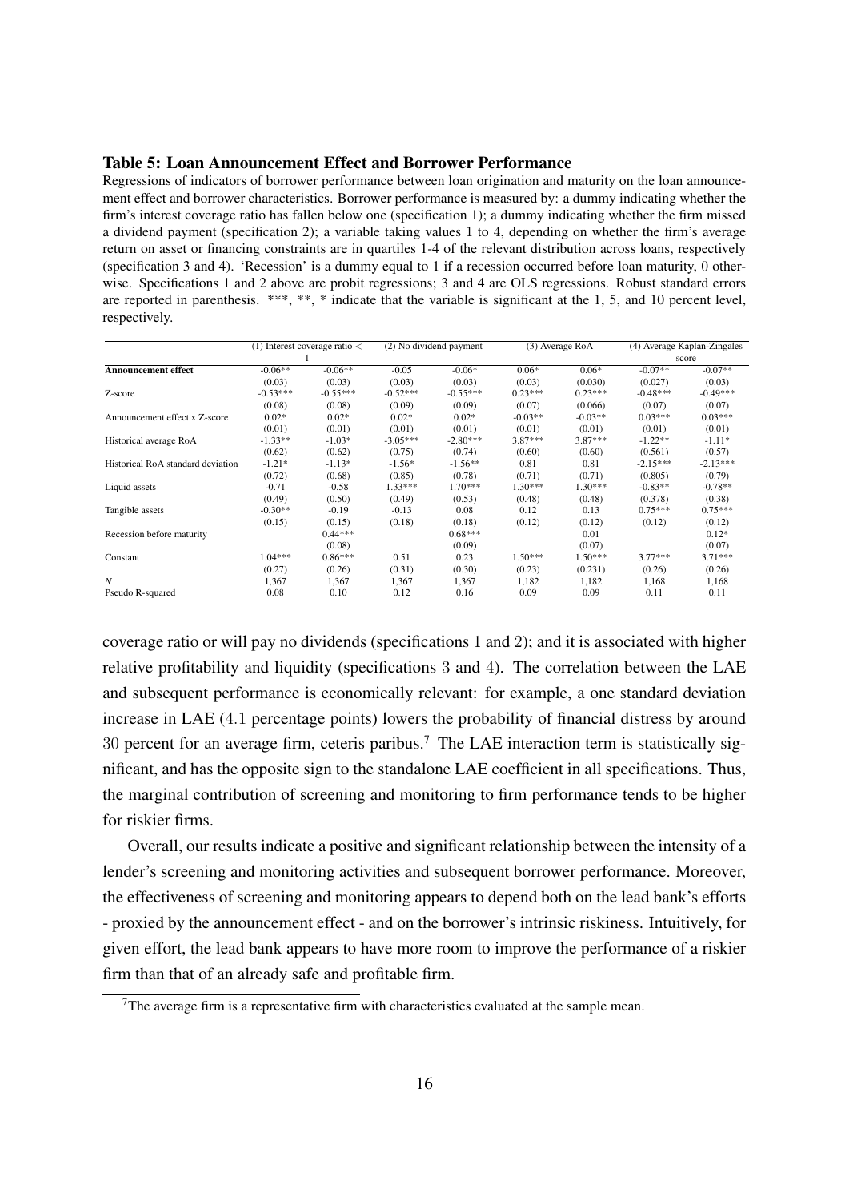**Table 5: Loan Announcement Effect and Borrower Performance**

Regressions of indicators of borrower performance between loan origination and maturity on the loan announcement effect and borrower characteristics. Borrower performance is measured by: a dummy indicating whether the firm's interest coverage ratio has fallen below one (specification 1); a dummy indicating whether the firm missed a dividend payment (specification 2); a variable taking values 1 to 4, depending on whether the firm's average return on asset or financing constraints are in quartiles 1-4 of the relevant distribution across loans, respectively (specification 3 and 4). 'Recession' is a dummy equal to 1 if a recession occurred before loan maturity, 0 otherwise. Specifications 1 and 2 above are probit regressions; 3 and 4 are OLS regressions. Robust standard errors are reported in parenthesis. ***, **, * indicate that the variable is significant at the 1, 5, and 10 percent level, respectively.

| | (1) Interest coverage ratio < 1 | | (2) No dividend payment | | (3) Average RoA | | (4) Average Kaplan-Zingales score | |
|---|---|---|---|---|---|---|---|---|
| **Announcement effect** | -0.06** | -0.06** | -0.05 | -0.06* | 0.06* | 0.06* | -0.07** | -0.07** |
| | (0.03) | (0.03) | (0.03) | (0.03) | (0.03) | (0.030) | (0.027) | (0.03) |
| Z-score | -0.53*** | -0.55*** | -0.52*** | -0.55*** | 0.23*** | 0.23*** | -0.48*** | -0.49*** |
| | (0.08) | (0.08) | (0.09) | (0.09) | (0.07) | (0.066) | (0.07) | (0.07) |
| Announcement effect x Z-score | 0.02* | 0.02* | 0.02* | 0.02* | -0.03** | -0.03** | 0.03*** | 0.03*** |
| | (0.01) | (0.01) | (0.01) | (0.01) | (0.01) | (0.01) | (0.01) | (0.01) |
| Historical average RoA | -1.33** | -1.03* | -3.05*** | -2.80*** | 3.87*** | 3.87*** | -1.22** | -1.11* |
| | (0.62) | (0.62) | (0.75) | (0.74) | (0.60) | (0.60) | (0.561) | (0.57) |
| Historical RoA standard deviation | -1.21* | -1.13* | -1.56* | -1.56** | 0.81 | 0.81 | -2.15*** | -2.13*** |
| | (0.72) | (0.68) | (0.85) | (0.78) | (0.71) | (0.71) | (0.805) | (0.79) |
| Liquid assets | -0.71 | -0.58 | 1.33*** | 1.70*** | 1.30*** | 1.30*** | -0.83** | -0.78** |
| | (0.49) | (0.50) | (0.49) | (0.53) | (0.48) | (0.48) | (0.378) | (0.38) |
| Tangible assets | -0.30** | -0.19 | -0.13 | 0.08 | 0.12 | 0.13 | 0.75*** | 0.75*** |
| | (0.15) | (0.15) | (0.18) | (0.18) | (0.12) | (0.12) | (0.12) | (0.12) |
| Recession before maturity | | 0.44*** | | 0.68*** | | 0.01 | | 0.12* |
| | | (0.08) | | (0.09) | | (0.07) | | (0.07) |
| Constant | 1.04*** | 0.86*** | 0.51 | 0.23 | 1.50*** | 1.50*** | 3.77*** | 3.71*** |
| | (0.27) | (0.26) | (0.31) | (0.30) | (0.23) | (0.231) | (0.26) | (0.26) |
| $N$ | 1,367 | 1,367 | 1,367 | 1,367 | 1,182 | 1,182 | 1,168 | 1,168 |
| Pseudo R-squared | 0.08 | 0.10 | 0.12 | 0.16 | 0.09 | 0.09 | 0.11 | 0.11 |

coverage ratio or will pay no dividends (specifications 1 and 2); and it is associated with higher relative profitability and liquidity (specifications 3 and 4). The correlation between the LAE and subsequent performance is economically relevant: for example, a one standard deviation increase in LAE (4.1 percentage points) lowers the probability of financial distress by around 30 percent for an average firm, ceteris paribus.[7] The LAE interaction term is statistically significant, and has the opposite sign to the standalone LAE coefficient in all specifications. Thus, the marginal contribution of screening and monitoring to firm performance tends to be higher for riskier firms.

Overall, our results indicate a positive and significant relationship between the intensity of a lender's screening and monitoring activities and subsequent borrower performance. Moreover, the effectiveness of screening and monitoring appears to depend both on the lead bank's efforts - proxied by the announcement effect - and on the borrower's intrinsic riskiness. Intuitively, for given effort, the lead bank appears to have more room to improve the performance of a riskier firm than that of an already safe and profitable firm.

[7] The average firm is a representative firm with characteristics evaluated at the sample mean.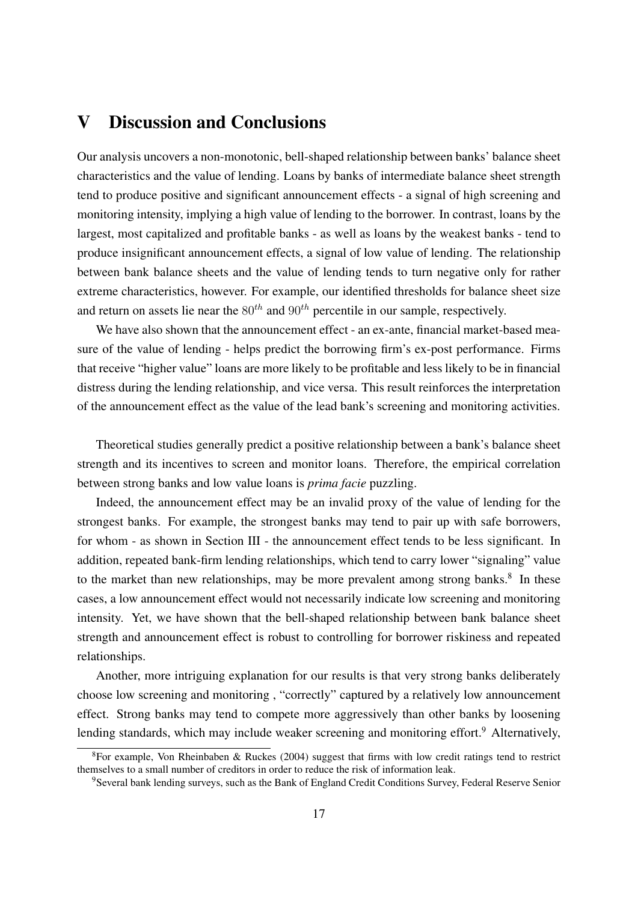# V Discussion and Conclusions

Our analysis uncovers a non-monotonic, bell-shaped relationship between banks' balance sheet characteristics and the value of lending. Loans by banks of intermediate balance sheet strength tend to produce positive and significant announcement effects - a signal of high screening and monitoring intensity, implying a high value of lending to the borrower. In contrast, loans by the largest, most capitalized and profitable banks - as well as loans by the weakest banks - tend to produce insignificant announcement effects, a signal of low value of lending. The relationship between bank balance sheets and the value of lending tends to turn negative only for rather extreme characteristics, however. For example, our identified thresholds for balance sheet size and return on assets lie near the $80^{th}$ and $90^{th}$ percentile in our sample, respectively.

We have also shown that the announcement effect - an ex-ante, financial market-based measure of the value of lending - helps predict the borrowing firm's ex-post performance. Firms that receive "higher value" loans are more likely to be profitable and less likely to be in financial distress during the lending relationship, and vice versa. This result reinforces the interpretation of the announcement effect as the value of the lead bank's screening and monitoring activities.

Theoretical studies generally predict a positive relationship between a bank's balance sheet strength and its incentives to screen and monitor loans. Therefore, the empirical correlation between strong banks and low value loans is *prima facie* puzzling.

Indeed, the announcement effect may be an invalid proxy of the value of lending for the strongest banks. For example, the strongest banks may tend to pair up with safe borrowers, for whom - as shown in Section III - the announcement effect tends to be less significant. In addition, repeated bank-firm lending relationships, which tend to carry lower "signaling" value to the market than new relationships, may be more prevalent among strong banks.[8] In these cases, a low announcement effect would not necessarily indicate low screening and monitoring intensity. Yet, we have shown that the bell-shaped relationship between bank balance sheet strength and announcement effect is robust to controlling for borrower riskiness and repeated relationships.

Another, more intriguing explanation for our results is that very strong banks deliberately choose low screening and monitoring , "correctly" captured by a relatively low announcement effect. Strong banks may tend to compete more aggressively than other banks by loosening lending standards, which may include weaker screening and monitoring effort.[9] Alternatively,

[8] For example, Von Rheinbaben & Ruckes (2004) suggest that firms with low credit ratings tend to restrict themselves to a small number of creditors in order to reduce the risk of information leak.

[9] Several bank lending surveys, such as the Bank of England Credit Conditions Survey, Federal Reserve Senior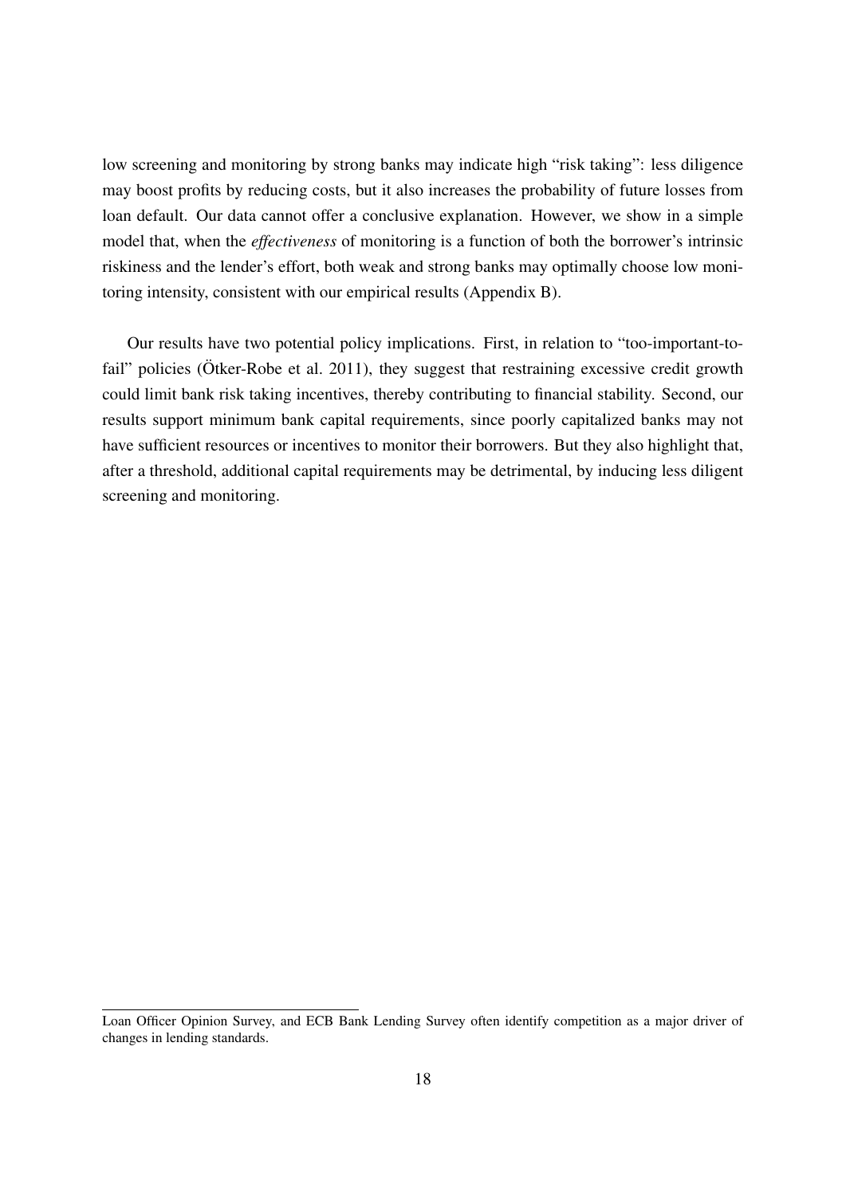low screening and monitoring by strong banks may indicate high "risk taking": less diligence may boost profits by reducing costs, but it also increases the probability of future losses from loan default. Our data cannot offer a conclusive explanation. However, we show in a simple model that, when the *effectiveness* of monitoring is a function of both the borrower's intrinsic riskiness and the lender's effort, both weak and strong banks may optimally choose low monitoring intensity, consistent with our empirical results (Appendix B).

Our results have two potential policy implications. First, in relation to "too-important-to-fail" policies (Ötker-Robe et al. 2011), they suggest that restraining excessive credit growth could limit bank risk taking incentives, thereby contributing to financial stability. Second, our results support minimum bank capital requirements, since poorly capitalized banks may not have sufficient resources or incentives to monitor their borrowers. But they also highlight that, after a threshold, additional capital requirements may be detrimental, by inducing less diligent screening and monitoring.

---

Loan Officer Opinion Survey, and ECB Bank Lending Survey often identify competition as a major driver of changes in lending standards.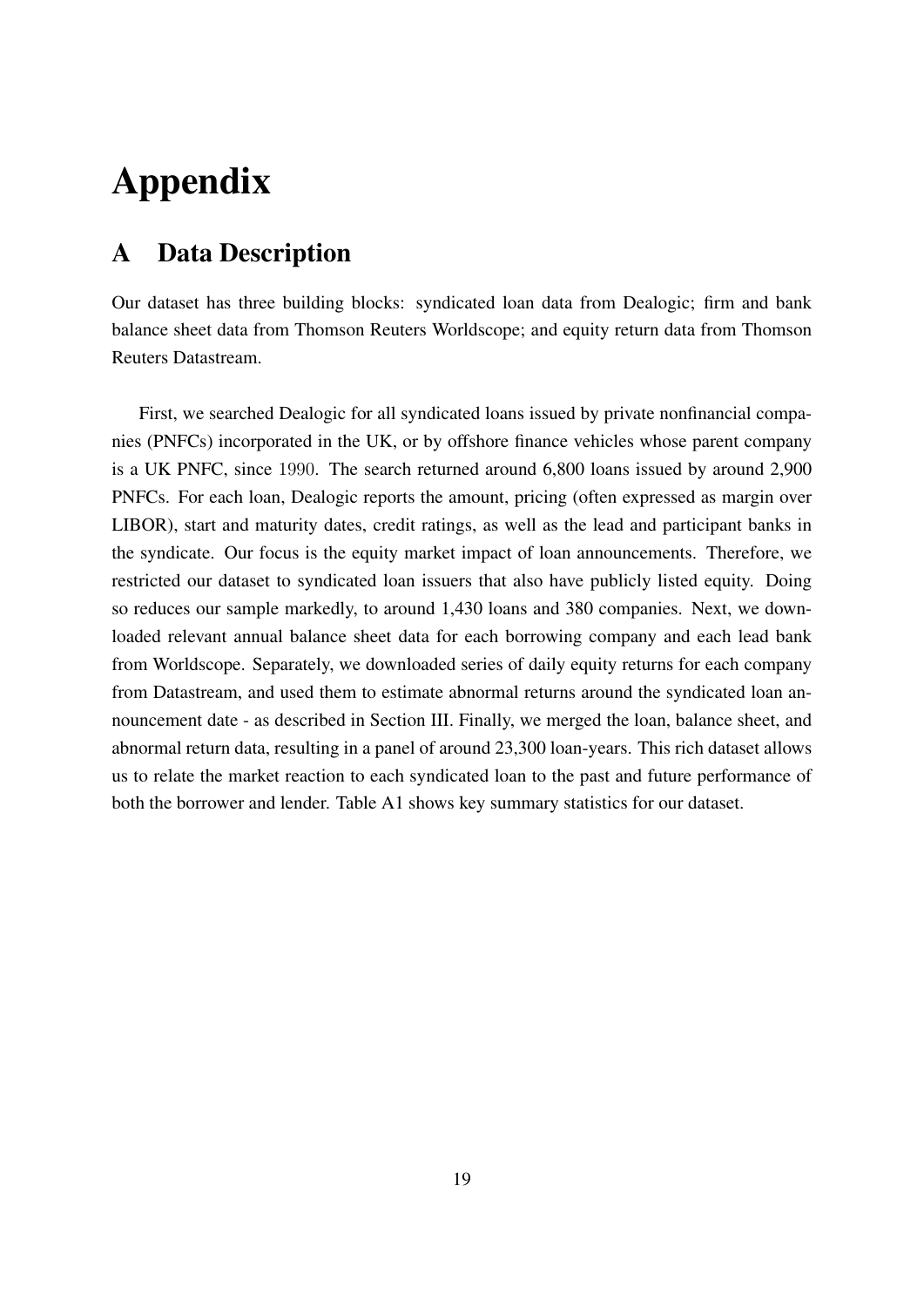# Appendix

## A Data Description

Our dataset has three building blocks: syndicated loan data from Dealogic; firm and bank balance sheet data from Thomson Reuters Worldscope; and equity return data from Thomson Reuters Datastream.

First, we searched Dealogic for all syndicated loans issued by private nonfinancial companies (PNFCs) incorporated in the UK, or by offshore finance vehicles whose parent company is a UK PNFC, since 1990. The search returned around 6,800 loans issued by around 2,900 PNFCs. For each loan, Dealogic reports the amount, pricing (often expressed as margin over LIBOR), start and maturity dates, credit ratings, as well as the lead and participant banks in the syndicate. Our focus is the equity market impact of loan announcements. Therefore, we restricted our dataset to syndicated loan issuers that also have publicly listed equity. Doing so reduces our sample markedly, to around 1,430 loans and 380 companies. Next, we downloaded relevant annual balance sheet data for each borrowing company and each lead bank from Worldscope. Separately, we downloaded series of daily equity returns for each company from Datastream, and used them to estimate abnormal returns around the syndicated loan announcement date - as described in Section III. Finally, we merged the loan, balance sheet, and abnormal return data, resulting in a panel of around 23,300 loan-years. This rich dataset allows us to relate the market reaction to each syndicated loan to the past and future performance of both the borrower and lender. Table A1 shows key summary statistics for our dataset.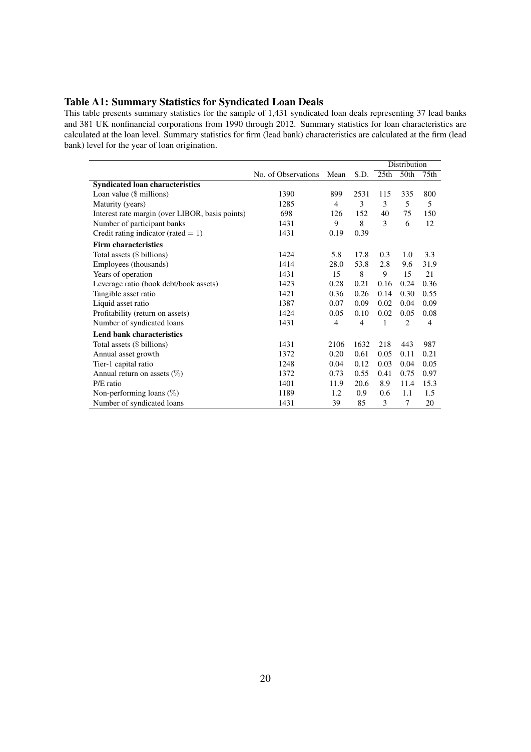### Table A1: Summary Statistics for Syndicated Loan Deals

This table presents summary statistics for the sample of 1,431 syndicated loan deals representing 37 lead banks and 381 UK nonfinancial corporations from 1990 through 2012. Summary statistics for loan characteristics are calculated at the loan level. Summary statistics for firm (lead bank) characteristics are calculated at the firm (lead bank) level for the year of loan origination.

| | | | | Distribution | | |
|---|---|---|---|---|---|---|
| | No. of Observations | Mean | S.D. | 25th | 50th | 75th |
| **Syndicated loan characteristics** | | | | | | |
| Loan value ($ millions) | 1390 | 899 | 2531 | 115 | 335 | 800 |
| Maturity (years) | 1285 | 4 | 3 | 3 | 5 | 5 |
| Interest rate margin (over LIBOR, basis points) | 698 | 126 | 152 | 40 | 75 | 150 |
| Number of participant banks | 1431 | 9 | 8 | 3 | 6 | 12 |
| Credit rating indicator (rated = 1) | 1431 | 0.19 | 0.39 | | | |
| **Firm characteristics** | | | | | | |
| Total assets ($ billions) | 1424 | 5.8 | 17.8 | 0.3 | 1.0 | 3.3 |
| Employees (thousands) | 1414 | 28.0 | 53.8 | 2.8 | 9.6 | 31.9 |
| Years of operation | 1431 | 15 | 8 | 9 | 15 | 21 |
| Leverage ratio (book debt/book assets) | 1423 | 0.28 | 0.21 | 0.16 | 0.24 | 0.36 |
| Tangible asset ratio | 1421 | 0.36 | 0.26 | 0.14 | 0.30 | 0.55 |
| Liquid asset ratio | 1387 | 0.07 | 0.09 | 0.02 | 0.04 | 0.09 |
| Profitability (return on assets) | 1424 | 0.05 | 0.10 | 0.02 | 0.05 | 0.08 |
| Number of syndicated loans | 1431 | 4 | 4 | 1 | 2 | 4 |
| **Lend bank characteristics** | | | | | | |
| Total assets ($ billions) | 1431 | 2106 | 1632 | 218 | 443 | 987 |
| Annual asset growth | 1372 | 0.20 | 0.61 | 0.05 | 0.11 | 0.21 |
| Tier-1 capital ratio | 1248 | 0.04 | 0.12 | 0.03 | 0.04 | 0.05 |
| Annual return on assets (%) | 1372 | 0.73 | 0.55 | 0.41 | 0.75 | 0.97 |
| P/E ratio | 1401 | 11.9 | 20.6 | 8.9 | 11.4 | 15.3 |
| Non-performing loans (%) | 1189 | 1.2 | 0.9 | 0.6 | 1.1 | 1.5 |
| Number of syndicated loans | 1431 | 39 | 85 | 3 | 7 | 20 |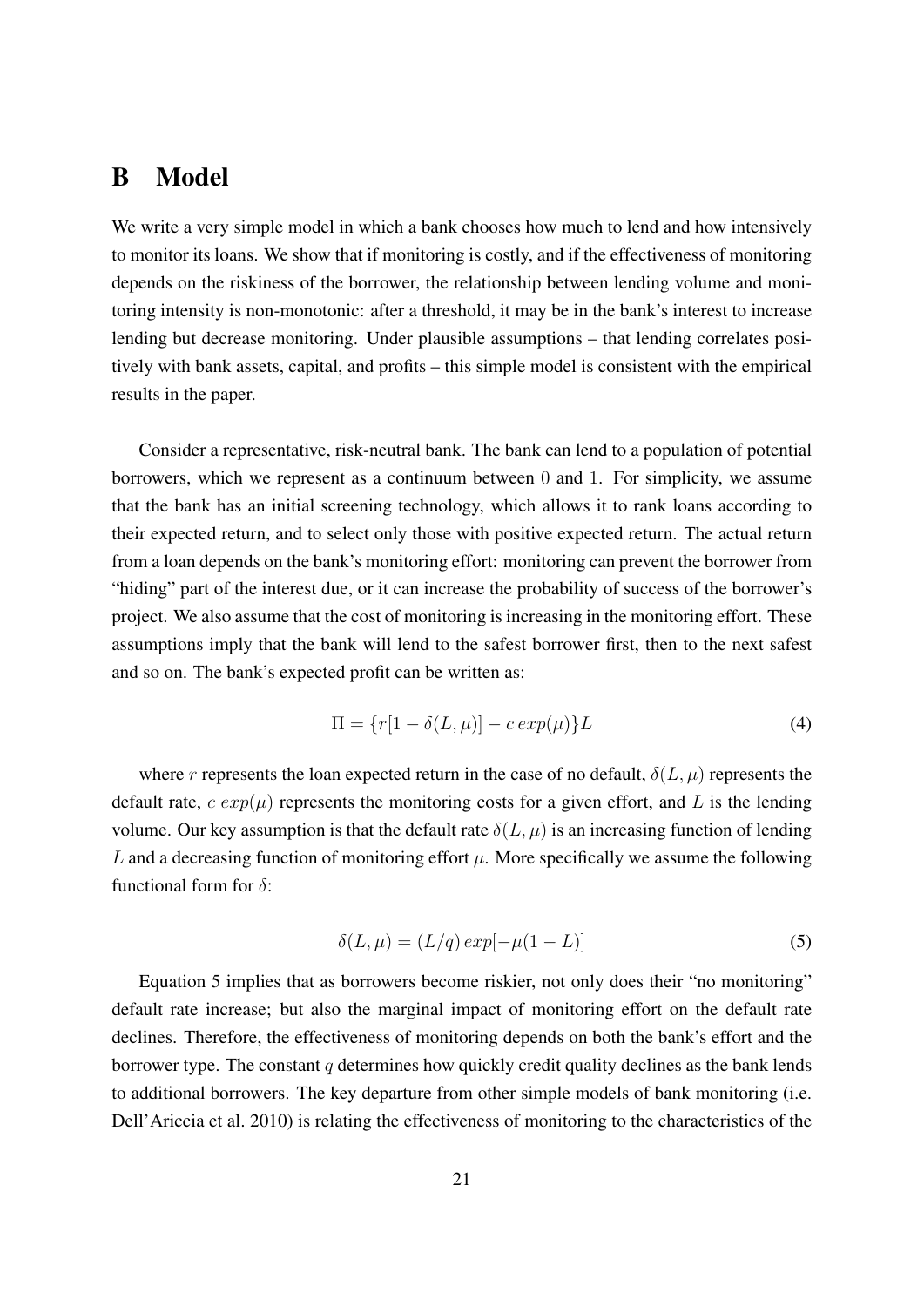# B Model

We write a very simple model in which a bank chooses how much to lend and how intensively to monitor its loans. We show that if monitoring is costly, and if the effectiveness of monitoring depends on the riskiness of the borrower, the relationship between lending volume and monitoring intensity is non-monotonic: after a threshold, it may be in the bank's interest to increase lending but decrease monitoring. Under plausible assumptions – that lending correlates positively with bank assets, capital, and profits – this simple model is consistent with the empirical results in the paper.

Consider a representative, risk-neutral bank. The bank can lend to a population of potential borrowers, which we represent as a continuum between 0 and 1. For simplicity, we assume that the bank has an initial screening technology, which allows it to rank loans according to their expected return, and to select only those with positive expected return. The actual return from a loan depends on the bank's monitoring effort: monitoring can prevent the borrower from "hiding" part of the interest due, or it can increase the probability of success of the borrower's project. We also assume that the cost of monitoring is increasing in the monitoring effort. These assumptions imply that the bank will lend to the safest borrower first, then to the next safest and so on. The bank's expected profit can be written as:

$$\Pi = \{r[1 - \delta(L, \mu)] - c\, exp(\mu)\}L \tag{4}$$

where $r$ represents the loan expected return in the case of no default, $\delta(L, \mu)$ represents the default rate, $c\ exp(\mu)$ represents the monitoring costs for a given effort, and $L$ is the lending volume. Our key assumption is that the default rate $\delta(L, \mu)$ is an increasing function of lending $L$ and a decreasing function of monitoring effort $\mu$. More specifically we assume the following functional form for $\delta$:

$$\delta(L, \mu) = (L/q)\, exp[-\mu(1 - L)] \tag{5}$$

Equation 5 implies that as borrowers become riskier, not only does their "no monitoring" default rate increase; but also the marginal impact of monitoring effort on the default rate declines. Therefore, the effectiveness of monitoring depends on both the bank's effort and the borrower type. The constant $q$ determines how quickly credit quality declines as the bank lends to additional borrowers. The key departure from other simple models of bank monitoring (i.e. Dell'Ariccia et al. 2010) is relating the effectiveness of monitoring to the characteristics of the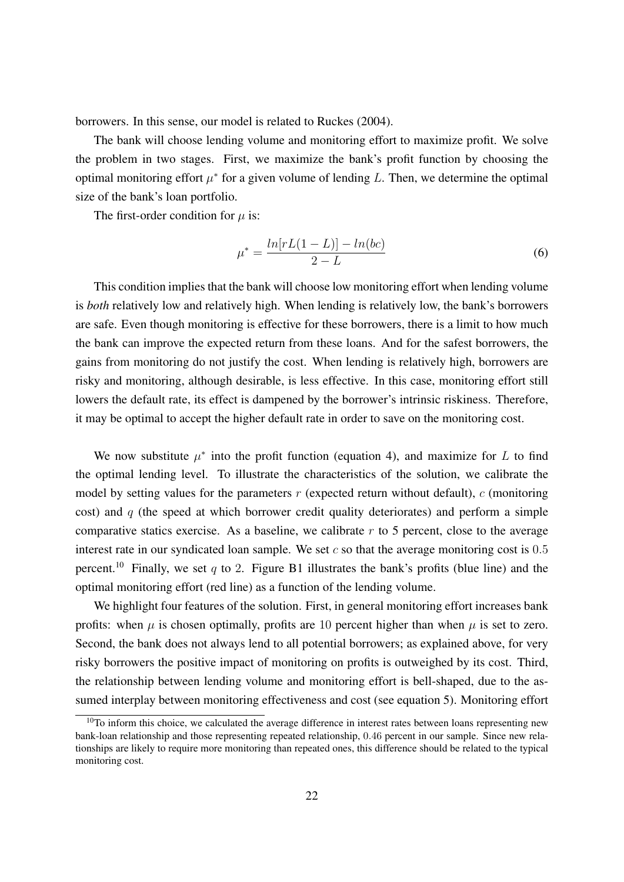borrowers. In this sense, our model is related to Ruckes (2004).

The bank will choose lending volume and monitoring effort to maximize profit. We solve the problem in two stages. First, we maximize the bank's profit function by choosing the optimal monitoring effort $\mu^*$ for a given volume of lending $L$. Then, we determine the optimal size of the bank's loan portfolio.

The first-order condition for $\mu$ is:

$$\mu^* = \frac{ln[rL(1-L)] - ln(bc)}{2-L} \tag{6}$$

This condition implies that the bank will choose low monitoring effort when lending volume is *both* relatively low and relatively high. When lending is relatively low, the bank's borrowers are safe. Even though monitoring is effective for these borrowers, there is a limit to how much the bank can improve the expected return from these loans. And for the safest borrowers, the gains from monitoring do not justify the cost. When lending is relatively high, borrowers are risky and monitoring, although desirable, is less effective. In this case, monitoring effort still lowers the default rate, its effect is dampened by the borrower's intrinsic riskiness. Therefore, it may be optimal to accept the higher default rate in order to save on the monitoring cost.

We now substitute $\mu^*$ into the profit function (equation 4), and maximize for $L$ to find the optimal lending level. To illustrate the characteristics of the solution, we calibrate the model by setting values for the parameters $r$ (expected return without default), $c$ (monitoring cost) and $q$ (the speed at which borrower credit quality deteriorates) and perform a simple comparative statics exercise. As a baseline, we calibrate $r$ to 5 percent, close to the average interest rate in our syndicated loan sample. We set $c$ so that the average monitoring cost is $0.5$ percent.[10] Finally, we set $q$ to $2$. Figure B1 illustrates the bank's profits (blue line) and the optimal monitoring effort (red line) as a function of the lending volume.

We highlight four features of the solution. First, in general monitoring effort increases bank profits: when $\mu$ is chosen optimally, profits are $10$ percent higher than when $\mu$ is set to zero. Second, the bank does not always lend to all potential borrowers; as explained above, for very risky borrowers the positive impact of monitoring on profits is outweighed by its cost. Third, the relationship between lending volume and monitoring effort is bell-shaped, due to the assumed interplay between monitoring effectiveness and cost (see equation 5). Monitoring effort

[10] To inform this choice, we calculated the average difference in interest rates between loans representing new bank-loan relationship and those representing repeated relationship, $0.46$ percent in our sample. Since new relationships are likely to require more monitoring than repeated ones, this difference should be related to the typical monitoring cost.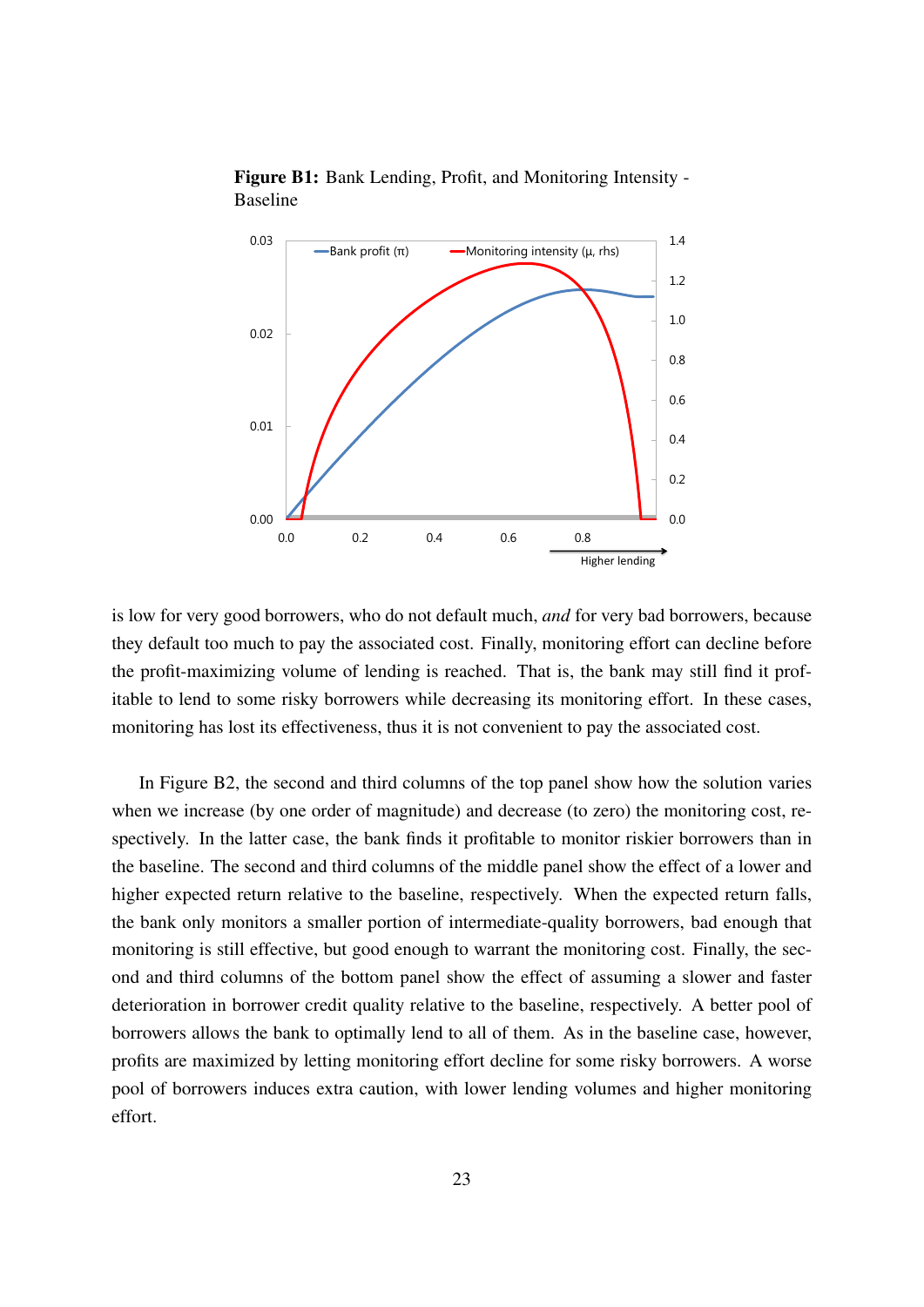**Figure B1:** Bank Lending, Profit, and Monitoring Intensity - Baseline

is low for very good borrowers, who do not default much, *and* for very bad borrowers, because they default too much to pay the associated cost. Finally, monitoring effort can decline before the profit-maximizing volume of lending is reached. That is, the bank may still find it profitable to lend to some risky borrowers while decreasing its monitoring effort. In these cases, monitoring has lost its effectiveness, thus it is not convenient to pay the associated cost.

In Figure B2, the second and third columns of the top panel show how the solution varies when we increase (by one order of magnitude) and decrease (to zero) the monitoring cost, respectively. In the latter case, the bank finds it profitable to monitor riskier borrowers than in the baseline. The second and third columns of the middle panel show the effect of a lower and higher expected return relative to the baseline, respectively. When the expected return falls, the bank only monitors a smaller portion of intermediate-quality borrowers, bad enough that monitoring is still effective, but good enough to warrant the monitoring cost. Finally, the second and third columns of the bottom panel show the effect of assuming a slower and faster deterioration in borrower credit quality relative to the baseline, respectively. A better pool of borrowers allows the bank to optimally lend to all of them. As in the baseline case, however, profits are maximized by letting monitoring effort decline for some risky borrowers. A worse pool of borrowers induces extra caution, with lower lending volumes and higher monitoring effort.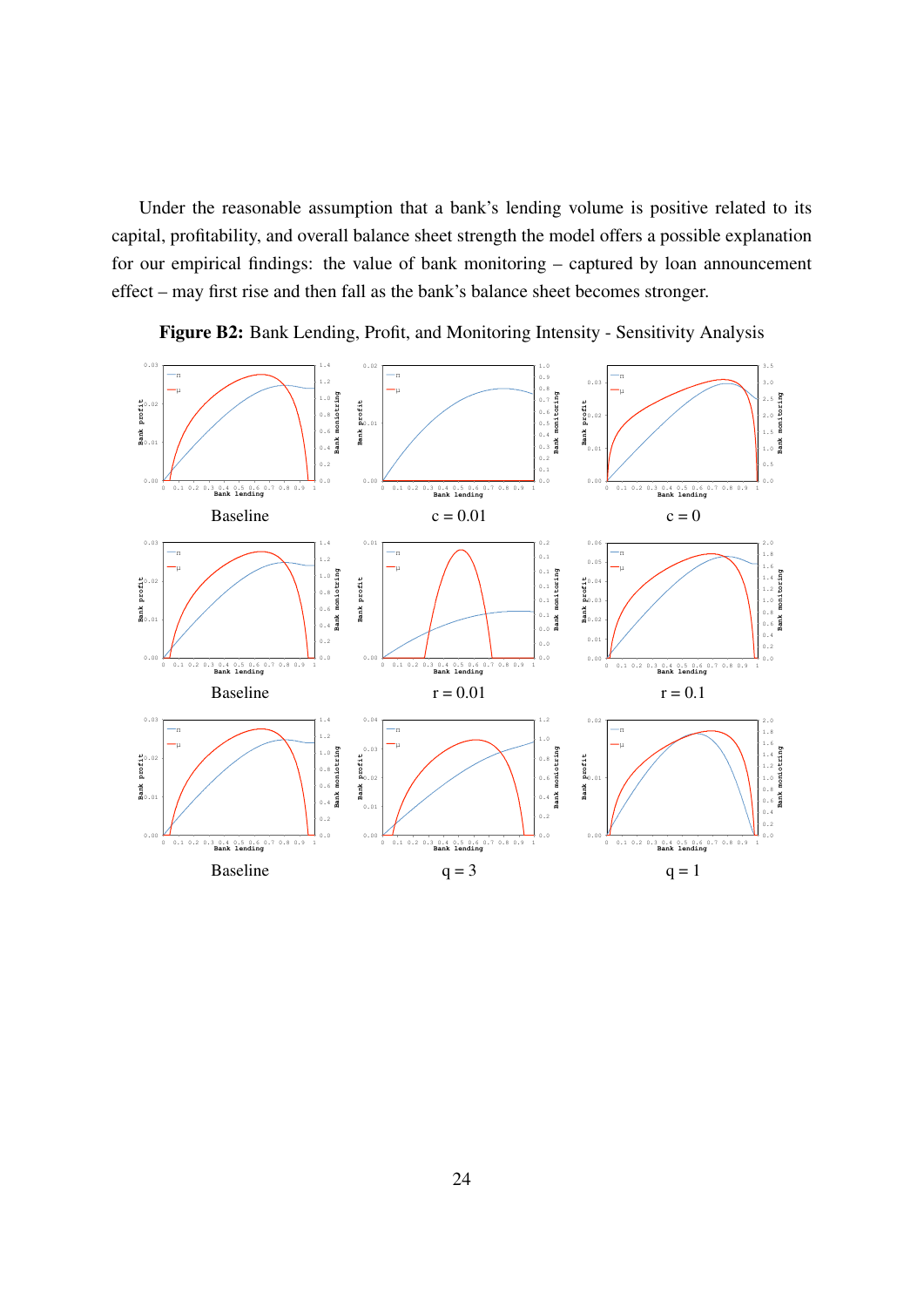Under the reasonable assumption that a bank's lending volume is positive related to its capital, profitability, and overall balance sheet strength the model offers a possible explanation for our empirical findings: the value of bank monitoring – captured by loan announcement effect – may first rise and then fall as the bank's balance sheet becomes stronger.

**Figure B2:** Bank Lending, Profit, and Monitoring Intensity - Sensitivity Analysis

Baseline | c = 0.01 | c = 0

Baseline | r = 0.01 | r = 0.1

Baseline | q = 3 | q = 1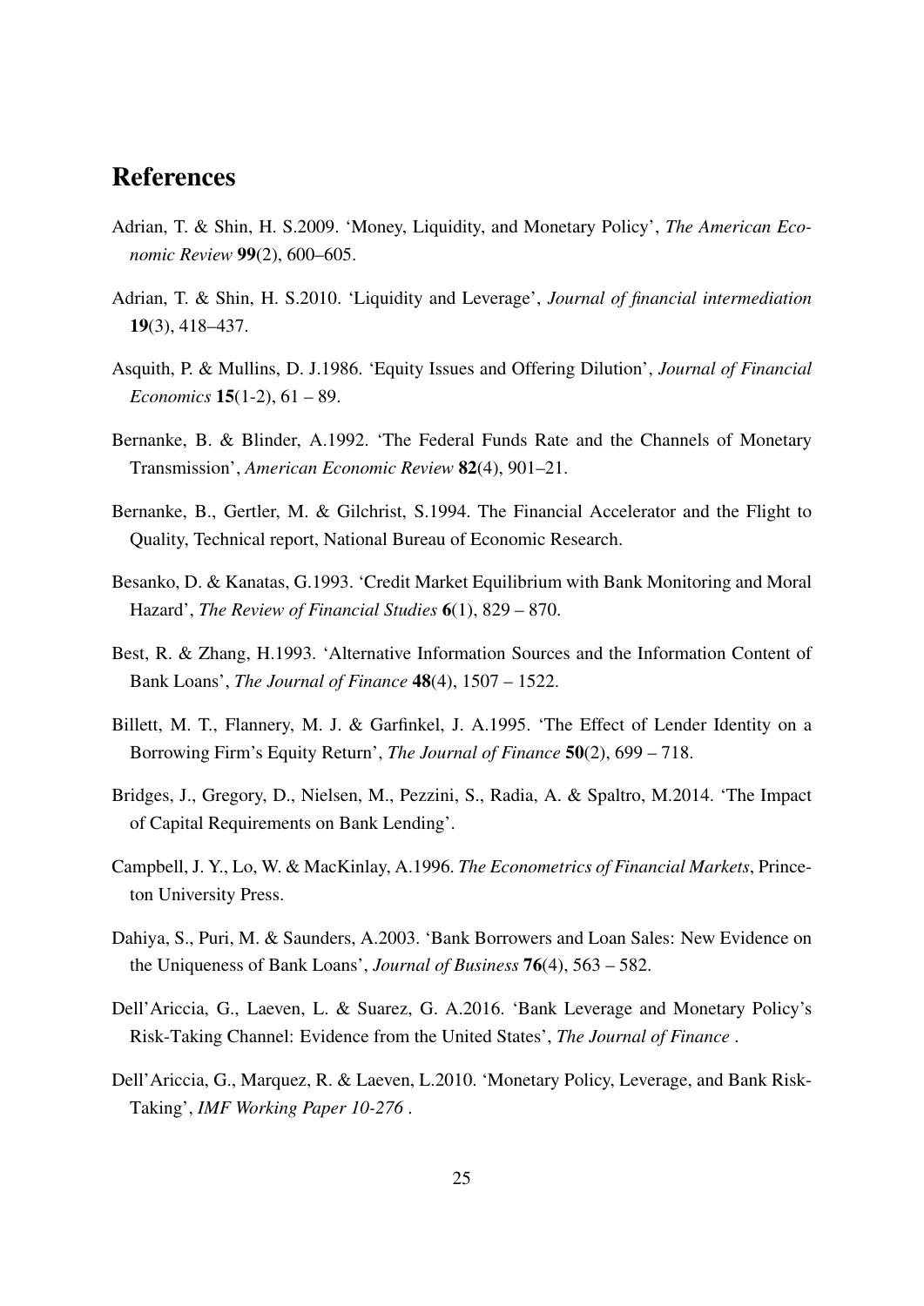# References

Adrian, T. & Shin, H. S.2009. 'Money, Liquidity, and Monetary Policy', *The American Economic Review* **99**(2), 600–605.

Adrian, T. & Shin, H. S.2010. 'Liquidity and Leverage', *Journal of financial intermediation* **19**(3), 418–437.

Asquith, P. & Mullins, D. J.1986. 'Equity Issues and Offering Dilution', *Journal of Financial Economics* **15**(1-2), 61 – 89.

Bernanke, B. & Blinder, A.1992. 'The Federal Funds Rate and the Channels of Monetary Transmission', *American Economic Review* **82**(4), 901–21.

Bernanke, B., Gertler, M. & Gilchrist, S.1994. The Financial Accelerator and the Flight to Quality, Technical report, National Bureau of Economic Research.

Besanko, D. & Kanatas, G.1993. 'Credit Market Equilibrium with Bank Monitoring and Moral Hazard', *The Review of Financial Studies* **6**(1), 829 – 870.

Best, R. & Zhang, H.1993. 'Alternative Information Sources and the Information Content of Bank Loans', *The Journal of Finance* **48**(4), 1507 – 1522.

Billett, M. T., Flannery, M. J. & Garfinkel, J. A.1995. 'The Effect of Lender Identity on a Borrowing Firm's Equity Return', *The Journal of Finance* **50**(2), 699 – 718.

Bridges, J., Gregory, D., Nielsen, M., Pezzini, S., Radia, A. & Spaltro, M.2014. 'The Impact of Capital Requirements on Bank Lending'.

Campbell, J. Y., Lo, W. & MacKinlay, A.1996. *The Econometrics of Financial Markets*, Princeton University Press.

Dahiya, S., Puri, M. & Saunders, A.2003. 'Bank Borrowers and Loan Sales: New Evidence on the Uniqueness of Bank Loans', *Journal of Business* **76**(4), 563 – 582.

Dell'Ariccia, G., Laeven, L. & Suarez, G. A.2016. 'Bank Leverage and Monetary Policy's Risk-Taking Channel: Evidence from the United States', *The Journal of Finance* .

Dell'Ariccia, G., Marquez, R. & Laeven, L.2010. 'Monetary Policy, Leverage, and Bank Risk-Taking', *IMF Working Paper 10-276* .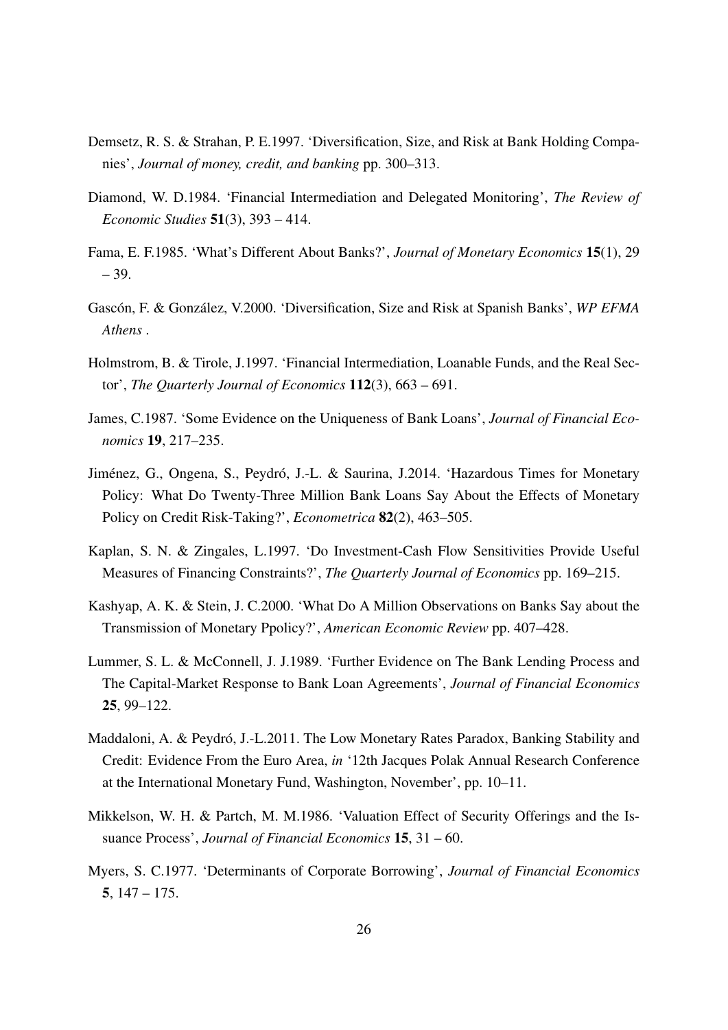Demsetz, R. S. & Strahan, P. E.1997. 'Diversification, Size, and Risk at Bank Holding Companies', *Journal of money, credit, and banking* pp. 300–313.

Diamond, W. D.1984. 'Financial Intermediation and Delegated Monitoring', *The Review of Economic Studies* **51**(3), 393 – 414.

Fama, E. F.1985. 'What's Different About Banks?', *Journal of Monetary Economics* **15**(1), 29 – 39.

Gascón, F. & González, V.2000. 'Diversification, Size and Risk at Spanish Banks', *WP EFMA Athens* .

Holmstrom, B. & Tirole, J.1997. 'Financial Intermediation, Loanable Funds, and the Real Sector', *The Quarterly Journal of Economics* **112**(3), 663 – 691.

James, C.1987. 'Some Evidence on the Uniqueness of Bank Loans', *Journal of Financial Economics* **19**, 217–235.

Jiménez, G., Ongena, S., Peydró, J.-L. & Saurina, J.2014. 'Hazardous Times for Monetary Policy: What Do Twenty-Three Million Bank Loans Say About the Effects of Monetary Policy on Credit Risk-Taking?', *Econometrica* **82**(2), 463–505.

Kaplan, S. N. & Zingales, L.1997. 'Do Investment-Cash Flow Sensitivities Provide Useful Measures of Financing Constraints?', *The Quarterly Journal of Economics* pp. 169–215.

Kashyap, A. K. & Stein, J. C.2000. 'What Do A Million Observations on Banks Say about the Transmission of Monetary Ppolicy?', *American Economic Review* pp. 407–428.

Lummer, S. L. & McConnell, J. J.1989. 'Further Evidence on The Bank Lending Process and The Capital-Market Response to Bank Loan Agreements', *Journal of Financial Economics* **25**, 99–122.

Maddaloni, A. & Peydró, J.-L.2011. The Low Monetary Rates Paradox, Banking Stability and Credit: Evidence From the Euro Area, *in* '12th Jacques Polak Annual Research Conference at the International Monetary Fund, Washington, November', pp. 10–11.

Mikkelson, W. H. & Partch, M. M.1986. 'Valuation Effect of Security Offerings and the Issuance Process', *Journal of Financial Economics* **15**, 31 – 60.

Myers, S. C.1977. 'Determinants of Corporate Borrowing', *Journal of Financial Economics* **5**, 147 – 175.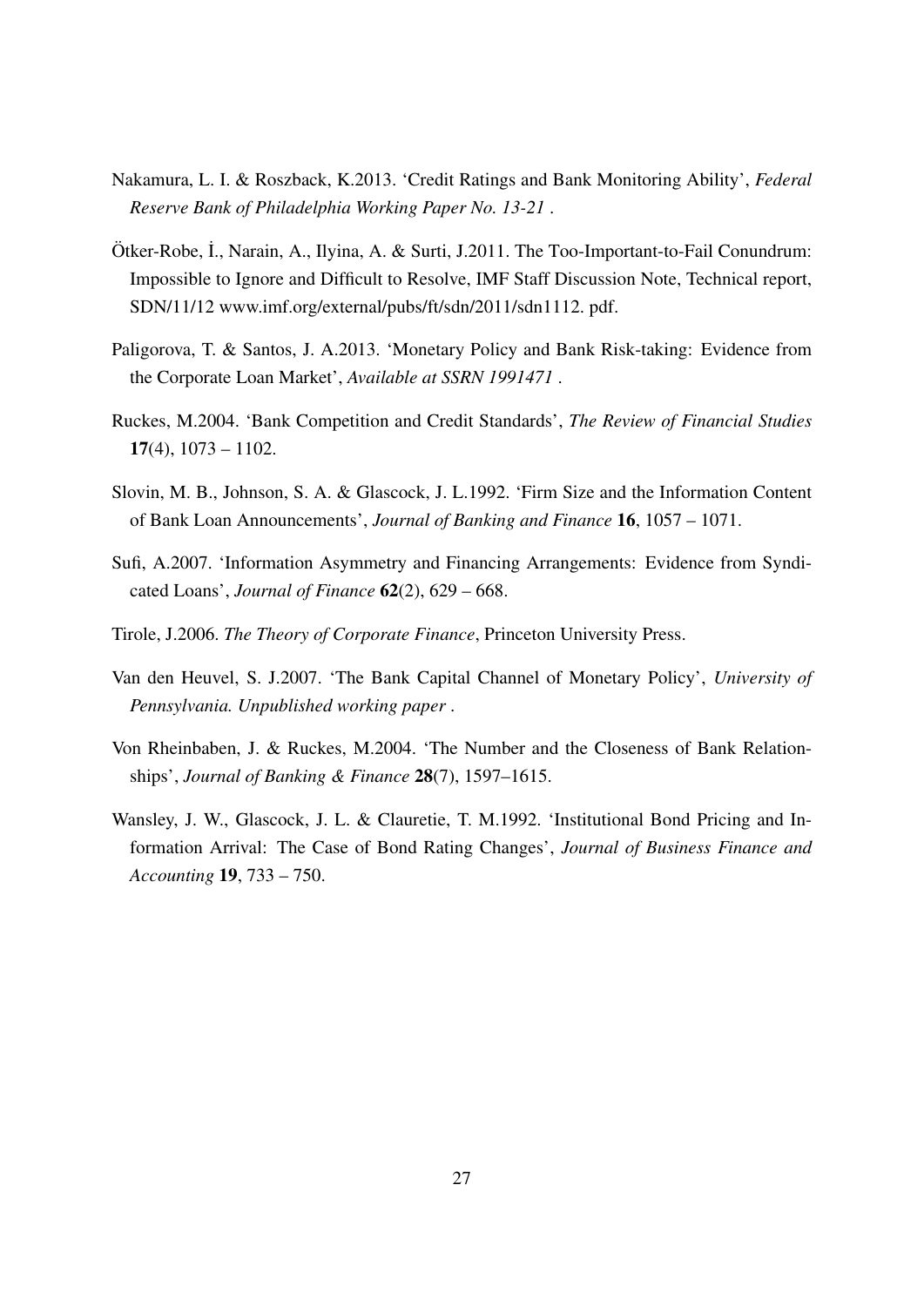Nakamura, L. I. & Roszback, K.2013. 'Credit Ratings and Bank Monitoring Ability', *Federal Reserve Bank of Philadelphia Working Paper No. 13-21* .

Ötker-Robe, İ., Narain, A., Ilyina, A. & Surti, J.2011. The Too-Important-to-Fail Conundrum: Impossible to Ignore and Difficult to Resolve, IMF Staff Discussion Note, Technical report, SDN/11/12 www.imf.org/external/pubs/ft/sdn/2011/sdn1112. pdf.

Paligorova, T. & Santos, J. A.2013. 'Monetary Policy and Bank Risk-taking: Evidence from the Corporate Loan Market', *Available at SSRN 1991471* .

Ruckes, M.2004. 'Bank Competition and Credit Standards', *The Review of Financial Studies* **17**(4), 1073 – 1102.

Slovin, M. B., Johnson, S. A. & Glascock, J. L.1992. 'Firm Size and the Information Content of Bank Loan Announcements', *Journal of Banking and Finance* **16**, 1057 – 1071.

Sufi, A.2007. 'Information Asymmetry and Financing Arrangements: Evidence from Syndicated Loans', *Journal of Finance* **62**(2), 629 – 668.

Tirole, J.2006. *The Theory of Corporate Finance*, Princeton University Press.

Van den Heuvel, S. J.2007. 'The Bank Capital Channel of Monetary Policy', *University of Pennsylvania. Unpublished working paper* .

Von Rheinbaben, J. & Ruckes, M.2004. 'The Number and the Closeness of Bank Relationships', *Journal of Banking & Finance* **28**(7), 1597–1615.

Wansley, J. W., Glascock, J. L. & Clauretie, T. M.1992. 'Institutional Bond Pricing and Information Arrival: The Case of Bond Rating Changes', *Journal of Business Finance and Accounting* **19**, 733 – 750.